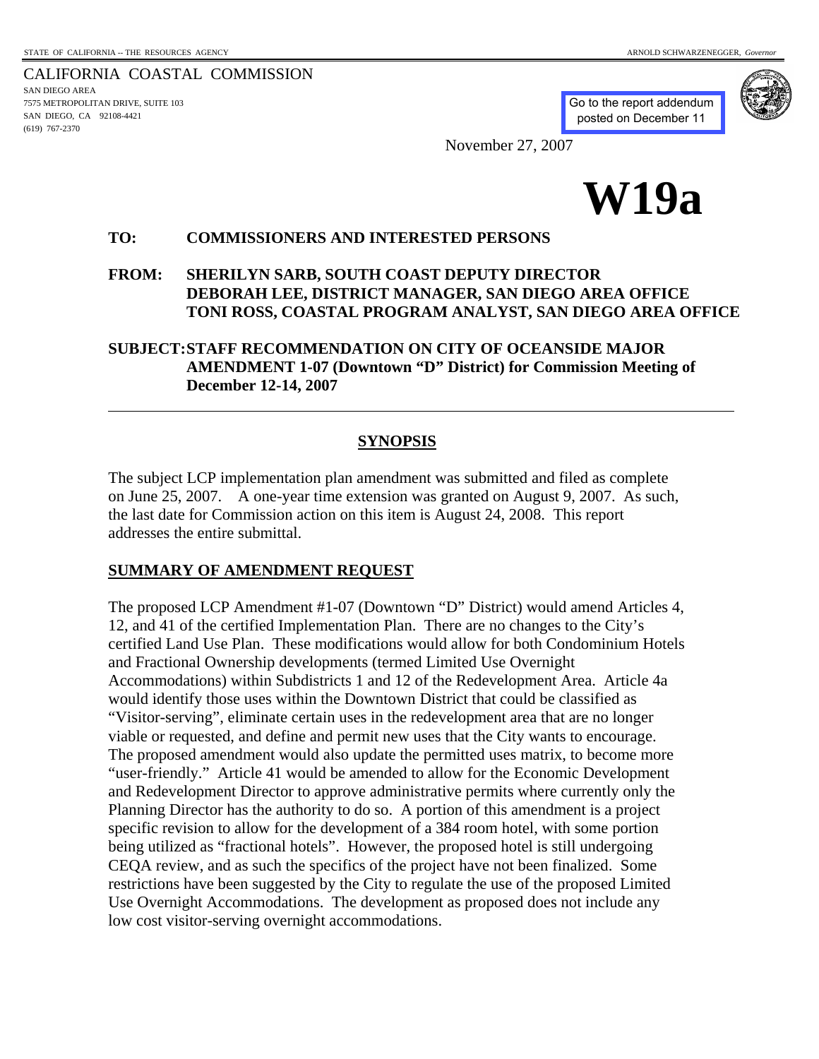STATE OF CALIFORNIA -- THE RESOURCES AGENCY

ARNOLD SCHWARZENEGGER, *Governor*

CALIFORNIA COASTAL COMMISSION
SAN DIEGO AREA
7575 METROPOLITAN DRIVE, SUITE 103
SAN DIEGO, CA 92108-4421
(619) 767-2370

Go to the report addendum posted on December 11

November 27, 2007

# W19a

**TO: COMMISSIONERS AND INTERESTED PERSONS**

**FROM: SHERILYN SARB, SOUTH COAST DEPUTY DIRECTOR**
**DEBORAH LEE, DISTRICT MANAGER, SAN DIEGO AREA OFFICE**
**TONI ROSS, COASTAL PROGRAM ANALYST, SAN DIEGO AREA OFFICE**

**SUBJECT: STAFF RECOMMENDATION ON CITY OF OCEANSIDE MAJOR AMENDMENT 1-07 (Downtown "D" District) for Commission Meeting of December 12-14, 2007**

---

## SYNOPSIS

The subject LCP implementation plan amendment was submitted and filed as complete on June 25, 2007. A one-year time extension was granted on August 9, 2007. As such, the last date for Commission action on this item is August 24, 2008. This report addresses the entire submittal.

## SUMMARY OF AMENDMENT REQUEST

The proposed LCP Amendment #1-07 (Downtown "D" District) would amend Articles 4, 12, and 41 of the certified Implementation Plan. There are no changes to the City's certified Land Use Plan. These modifications would allow for both Condominium Hotels and Fractional Ownership developments (termed Limited Use Overnight Accommodations) within Subdistricts 1 and 12 of the Redevelopment Area. Article 4a would identify those uses within the Downtown District that could be classified as "Visitor-serving", eliminate certain uses in the redevelopment area that are no longer viable or requested, and define and permit new uses that the City wants to encourage. The proposed amendment would also update the permitted uses matrix, to become more "user-friendly." Article 41 would be amended to allow for the Economic Development and Redevelopment Director to approve administrative permits where currently only the Planning Director has the authority to do so. A portion of this amendment is a project specific revision to allow for the development of a 384 room hotel, with some portion being utilized as "fractional hotels". However, the proposed hotel is still undergoing CEQA review, and as such the specifics of the project have not been finalized. Some restrictions have been suggested by the City to regulate the use of the proposed Limited Use Overnight Accommodations. The development as proposed does not include any low cost visitor-serving overnight accommodations.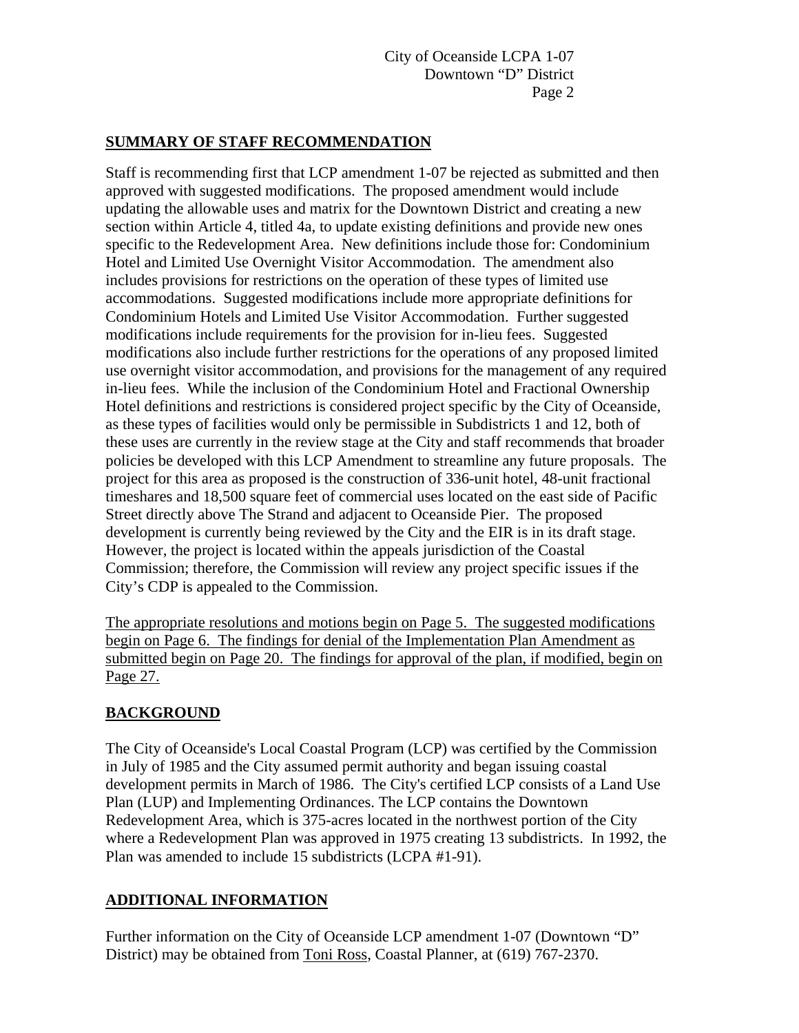## SUMMARY OF STAFF RECOMMENDATION

Staff is recommending first that LCP amendment 1-07 be rejected as submitted and then approved with suggested modifications. The proposed amendment would include updating the allowable uses and matrix for the Downtown District and creating a new section within Article 4, titled 4a, to update existing definitions and provide new ones specific to the Redevelopment Area. New definitions include those for: Condominium Hotel and Limited Use Overnight Visitor Accommodation. The amendment also includes provisions for restrictions on the operation of these types of limited use accommodations. Suggested modifications include more appropriate definitions for Condominium Hotels and Limited Use Visitor Accommodation. Further suggested modifications include requirements for the provision for in-lieu fees. Suggested modifications also include further restrictions for the operations of any proposed limited use overnight visitor accommodation, and provisions for the management of any required in-lieu fees. While the inclusion of the Condominium Hotel and Fractional Ownership Hotel definitions and restrictions is considered project specific by the City of Oceanside, as these types of facilities would only be permissible in Subdistricts 1 and 12, both of these uses are currently in the review stage at the City and staff recommends that broader policies be developed with this LCP Amendment to streamline any future proposals. The project for this area as proposed is the construction of 336-unit hotel, 48-unit fractional timeshares and 18,500 square feet of commercial uses located on the east side of Pacific Street directly above The Strand and adjacent to Oceanside Pier. The proposed development is currently being reviewed by the City and the EIR is in its draft stage. However, the project is located within the appeals jurisdiction of the Coastal Commission; therefore, the Commission will review any project specific issues if the City's CDP is appealed to the Commission.

The appropriate resolutions and motions begin on Page 5. The suggested modifications begin on Page 6. The findings for denial of the Implementation Plan Amendment as submitted begin on Page 20. The findings for approval of the plan, if modified, begin on Page 27.

## BACKGROUND

The City of Oceanside's Local Coastal Program (LCP) was certified by the Commission in July of 1985 and the City assumed permit authority and began issuing coastal development permits in March of 1986. The City's certified LCP consists of a Land Use Plan (LUP) and Implementing Ordinances. The LCP contains the Downtown Redevelopment Area, which is 375-acres located in the northwest portion of the City where a Redevelopment Plan was approved in 1975 creating 13 subdistricts. In 1992, the Plan was amended to include 15 subdistricts (LCPA #1-91).

## ADDITIONAL INFORMATION

Further information on the City of Oceanside LCP amendment 1-07 (Downtown "D" District) may be obtained from Toni Ross, Coastal Planner, at (619) 767-2370.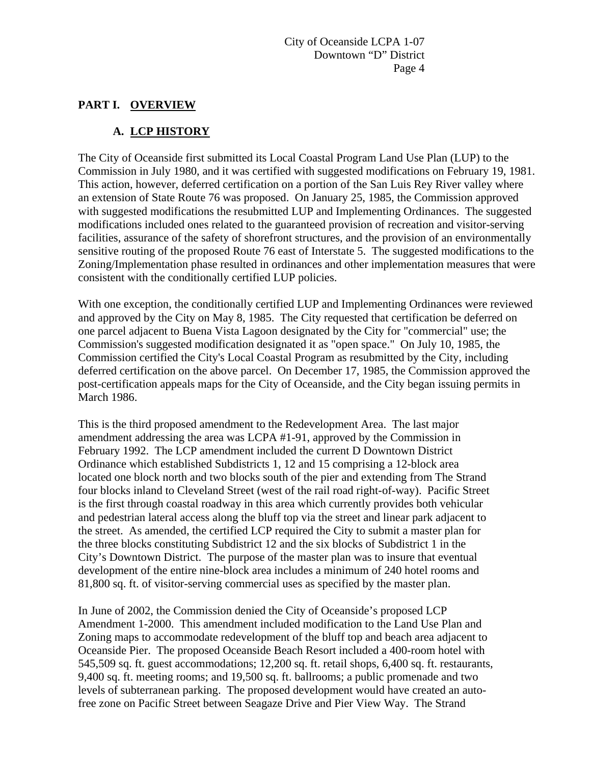## PART I. OVERVIEW

### A. LCP HISTORY

The City of Oceanside first submitted its Local Coastal Program Land Use Plan (LUP) to the Commission in July 1980, and it was certified with suggested modifications on February 19, 1981. This action, however, deferred certification on a portion of the San Luis Rey River valley where an extension of State Route 76 was proposed. On January 25, 1985, the Commission approved with suggested modifications the resubmitted LUP and Implementing Ordinances. The suggested modifications included ones related to the guaranteed provision of recreation and visitor-serving facilities, assurance of the safety of shorefront structures, and the provision of an environmentally sensitive routing of the proposed Route 76 east of Interstate 5. The suggested modifications to the Zoning/Implementation phase resulted in ordinances and other implementation measures that were consistent with the conditionally certified LUP policies.

With one exception, the conditionally certified LUP and Implementing Ordinances were reviewed and approved by the City on May 8, 1985. The City requested that certification be deferred on one parcel adjacent to Buena Vista Lagoon designated by the City for "commercial" use; the Commission's suggested modification designated it as "open space." On July 10, 1985, the Commission certified the City's Local Coastal Program as resubmitted by the City, including deferred certification on the above parcel. On December 17, 1985, the Commission approved the post-certification appeals maps for the City of Oceanside, and the City began issuing permits in March 1986.

This is the third proposed amendment to the Redevelopment Area. The last major amendment addressing the area was LCPA #1-91, approved by the Commission in February 1992. The LCP amendment included the current D Downtown District Ordinance which established Subdistricts 1, 12 and 15 comprising a 12-block area located one block north and two blocks south of the pier and extending from The Strand four blocks inland to Cleveland Street (west of the rail road right-of-way). Pacific Street is the first through coastal roadway in this area which currently provides both vehicular and pedestrian lateral access along the bluff top via the street and linear park adjacent to the street. As amended, the certified LCP required the City to submit a master plan for the three blocks constituting Subdistrict 12 and the six blocks of Subdistrict 1 in the City's Downtown District. The purpose of the master plan was to insure that eventual development of the entire nine-block area includes a minimum of 240 hotel rooms and 81,800 sq. ft. of visitor-serving commercial uses as specified by the master plan.

In June of 2002, the Commission denied the City of Oceanside's proposed LCP Amendment 1-2000. This amendment included modification to the Land Use Plan and Zoning maps to accommodate redevelopment of the bluff top and beach area adjacent to Oceanside Pier. The proposed Oceanside Beach Resort included a 400-room hotel with 545,509 sq. ft. guest accommodations; 12,200 sq. ft. retail shops, 6,400 sq. ft. restaurants, 9,400 sq. ft. meeting rooms; and 19,500 sq. ft. ballrooms; a public promenade and two levels of subterranean parking. The proposed development would have created an auto-free zone on Pacific Street between Seagaze Drive and Pier View Way. The Strand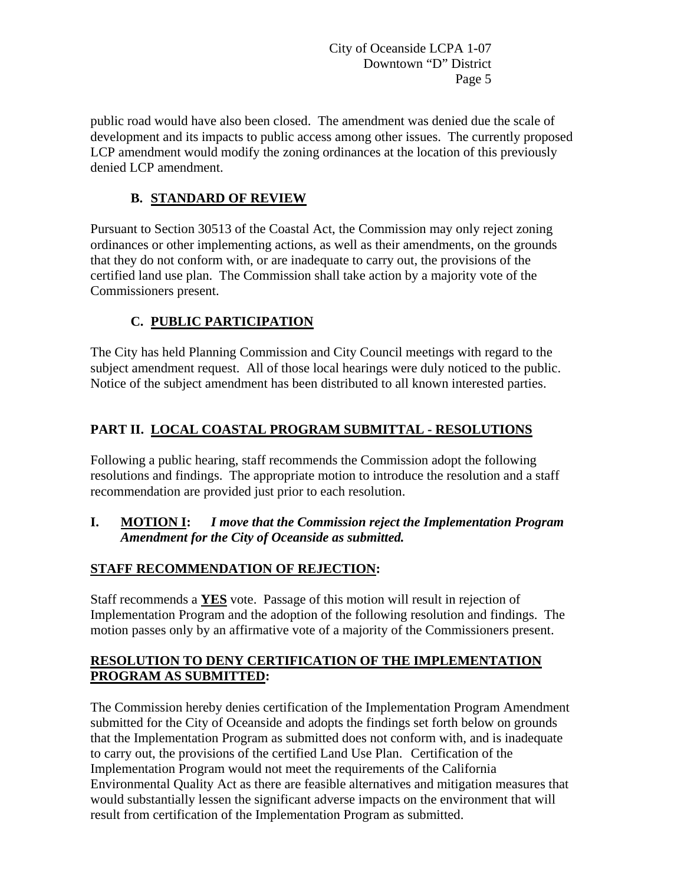public road would have also been closed. The amendment was denied due the scale of development and its impacts to public access among other issues. The currently proposed LCP amendment would modify the zoning ordinances at the location of this previously denied LCP amendment.

### B. STANDARD OF REVIEW

Pursuant to Section 30513 of the Coastal Act, the Commission may only reject zoning ordinances or other implementing actions, as well as their amendments, on the grounds that they do not conform with, or are inadequate to carry out, the provisions of the certified land use plan. The Commission shall take action by a majority vote of the Commissioners present.

### C. PUBLIC PARTICIPATION

The City has held Planning Commission and City Council meetings with regard to the subject amendment request. All of those local hearings were duly noticed to the public. Notice of the subject amendment has been distributed to all known interested parties.

## PART II. LOCAL COASTAL PROGRAM SUBMITTAL - RESOLUTIONS

Following a public hearing, staff recommends the Commission adopt the following resolutions and findings. The appropriate motion to introduce the resolution and a staff recommendation are provided just prior to each resolution.

**I. MOTION I:** ***I move that the Commission reject the Implementation Program Amendment for the City of Oceanside as submitted.***

**STAFF RECOMMENDATION OF REJECTION:**

Staff recommends a **YES** vote. Passage of this motion will result in rejection of Implementation Program and the adoption of the following resolution and findings. The motion passes only by an affirmative vote of a majority of the Commissioners present.

**RESOLUTION TO DENY CERTIFICATION OF THE IMPLEMENTATION PROGRAM AS SUBMITTED:**

The Commission hereby denies certification of the Implementation Program Amendment submitted for the City of Oceanside and adopts the findings set forth below on grounds that the Implementation Program as submitted does not conform with, and is inadequate to carry out, the provisions of the certified Land Use Plan. Certification of the Implementation Program would not meet the requirements of the California Environmental Quality Act as there are feasible alternatives and mitigation measures that would substantially lessen the significant adverse impacts on the environment that will result from certification of the Implementation Program as submitted.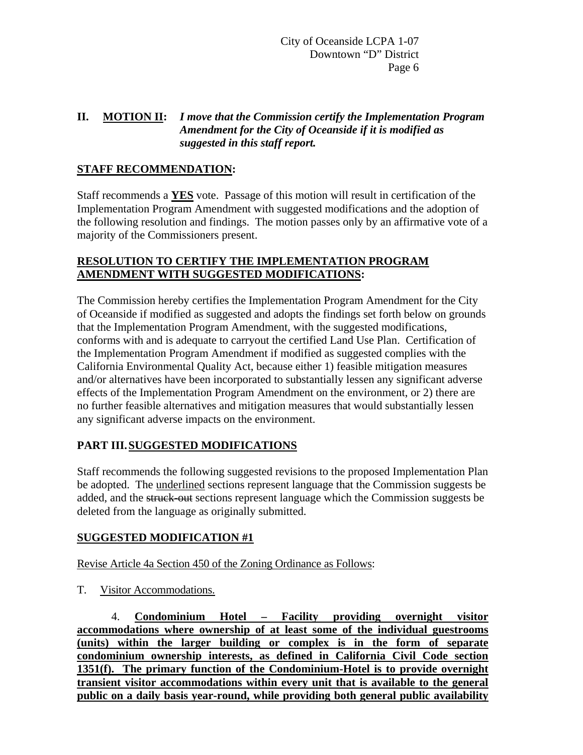**II. MOTION II:** ***I move that the Commission certify the Implementation Program Amendment for the City of Oceanside if it is modified as suggested in this staff report.***

**STAFF RECOMMENDATION:**

Staff recommends a **YES** vote. Passage of this motion will result in certification of the Implementation Program Amendment with suggested modifications and the adoption of the following resolution and findings. The motion passes only by an affirmative vote of a majority of the Commissioners present.

**RESOLUTION TO CERTIFY THE IMPLEMENTATION PROGRAM AMENDMENT WITH SUGGESTED MODIFICATIONS:**

The Commission hereby certifies the Implementation Program Amendment for the City of Oceanside if modified as suggested and adopts the findings set forth below on grounds that the Implementation Program Amendment, with the suggested modifications, conforms with and is adequate to carryout the certified Land Use Plan. Certification of the Implementation Program Amendment if modified as suggested complies with the California Environmental Quality Act, because either 1) feasible mitigation measures and/or alternatives have been incorporated to substantially lessen any significant adverse effects of the Implementation Program Amendment on the environment, or 2) there are no further feasible alternatives and mitigation measures that would substantially lessen any significant adverse impacts on the environment.

## PART III. SUGGESTED MODIFICATIONS

Staff recommends the following suggested revisions to the proposed Implementation Plan be adopted. The underlined sections represent language that the Commission suggests be added, and the ~~struck-out~~ sections represent language which the Commission suggests be deleted from the language as originally submitted.

**SUGGESTED MODIFICATION #1**

Revise Article 4a Section 450 of the Zoning Ordinance as Follows:

T. Visitor Accommodations.

4. **Condominium Hotel – Facility providing overnight visitor accommodations where ownership of at least some of the individual guestrooms (units) within the larger building or complex is in the form of separate condominium ownership interests, as defined in California Civil Code section 1351(f). The primary function of the Condominium-Hotel is to provide overnight transient visitor accommodations within every unit that is available to the general public on a daily basis year-round, while providing both general public availability**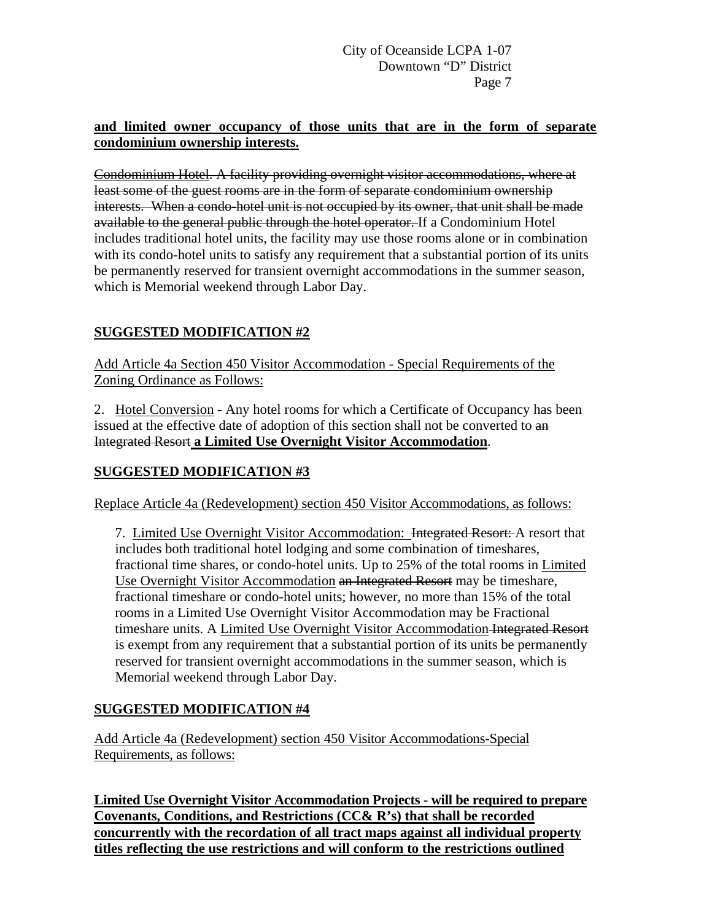**and limited owner occupancy of those units that are in the form of separate condominium ownership interests.**

~~Condominium Hotel. A facility providing overnight visitor accommodations, where at least some of the guest rooms are in the form of separate condominium ownership interests. When a condo-hotel unit is not occupied by its owner, that unit shall be made available to the general public through the hotel operator.~~ If a Condominium Hotel includes traditional hotel units, the facility may use those rooms alone or in combination with its condo-hotel units to satisfy any requirement that a substantial portion of its units be permanently reserved for transient overnight accommodations in the summer season, which is Memorial weekend through Labor Day.

## SUGGESTED MODIFICATION #2

Add Article 4a Section 450 Visitor Accommodation - Special Requirements of the Zoning Ordinance as Follows:

2. Hotel Conversion - Any hotel rooms for which a Certificate of Occupancy has been issued at the effective date of adoption of this section shall not be converted to ~~an Integrated Resort~~ **a Limited Use Overnight Visitor Accommodation**.

## SUGGESTED MODIFICATION #3

Replace Article 4a (Redevelopment) section 450 Visitor Accommodations, as follows:

7. Limited Use Overnight Visitor Accommodation: ~~Integrated Resort:~~ A resort that includes both traditional hotel lodging and some combination of timeshares, fractional time shares, or condo-hotel units. Up to 25% of the total rooms in Limited Use Overnight Visitor Accommodation ~~an Integrated Resort~~ may be timeshare, fractional timeshare or condo-hotel units; however, no more than 15% of the total rooms in a Limited Use Overnight Visitor Accommodation may be Fractional timeshare units. A Limited Use Overnight Visitor Accommodation ~~Integrated Resort~~ is exempt from any requirement that a substantial portion of its units be permanently reserved for transient overnight accommodations in the summer season, which is Memorial weekend through Labor Day.

## SUGGESTED MODIFICATION #4

Add Article 4a (Redevelopment) section 450 Visitor Accommodations-Special Requirements, as follows:

**Limited Use Overnight Visitor Accommodation Projects - will be required to prepare Covenants, Conditions, and Restrictions (CC& R's) that shall be recorded concurrently with the recordation of all tract maps against all individual property titles reflecting the use restrictions and will conform to the restrictions outlined**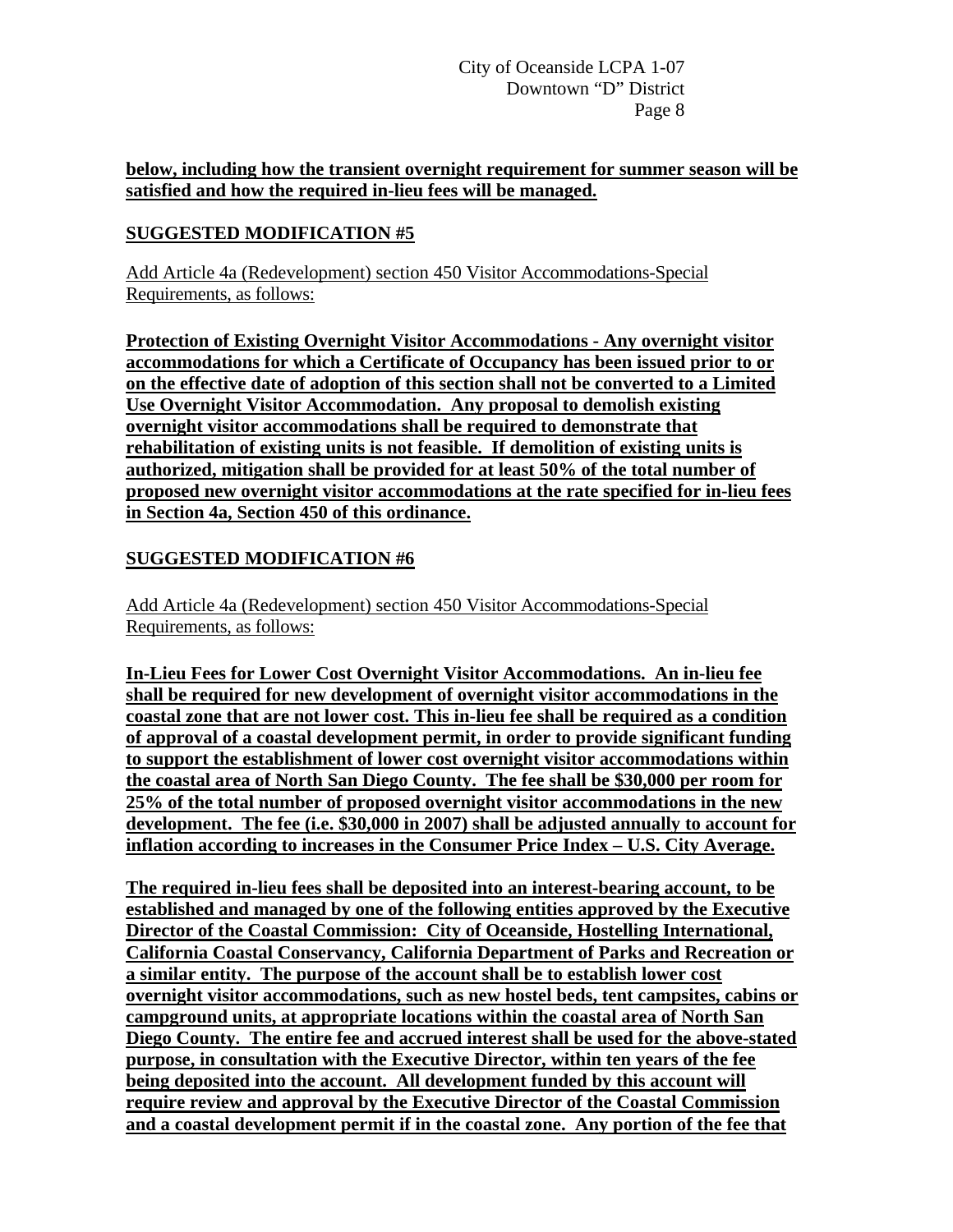**below, including how the transient overnight requirement for summer season will be satisfied and how the required in-lieu fees will be managed.**

## SUGGESTED MODIFICATION #5

Add Article 4a (Redevelopment) section 450 Visitor Accommodations-Special Requirements, as follows:

**Protection of Existing Overnight Visitor Accommodations - Any overnight visitor accommodations for which a Certificate of Occupancy has been issued prior to or on the effective date of adoption of this section shall not be converted to a Limited Use Overnight Visitor Accommodation. Any proposal to demolish existing overnight visitor accommodations shall be required to demonstrate that rehabilitation of existing units is not feasible. If demolition of existing units is authorized, mitigation shall be provided for at least 50% of the total number of proposed new overnight visitor accommodations at the rate specified for in-lieu fees in Section 4a, Section 450 of this ordinance.**

## SUGGESTED MODIFICATION #6

Add Article 4a (Redevelopment) section 450 Visitor Accommodations-Special Requirements, as follows:

**In-Lieu Fees for Lower Cost Overnight Visitor Accommodations. An in-lieu fee shall be required for new development of overnight visitor accommodations in the coastal zone that are not lower cost. This in-lieu fee shall be required as a condition of approval of a coastal development permit, in order to provide significant funding to support the establishment of lower cost overnight visitor accommodations within the coastal area of North San Diego County. The fee shall be $30,000 per room for 25% of the total number of proposed overnight visitor accommodations in the new development. The fee (i.e. $30,000 in 2007) shall be adjusted annually to account for inflation according to increases in the Consumer Price Index – U.S. City Average.**

**The required in-lieu fees shall be deposited into an interest-bearing account, to be established and managed by one of the following entities approved by the Executive Director of the Coastal Commission: City of Oceanside, Hostelling International, California Coastal Conservancy, California Department of Parks and Recreation or a similar entity. The purpose of the account shall be to establish lower cost overnight visitor accommodations, such as new hostel beds, tent campsites, cabins or campground units, at appropriate locations within the coastal area of North San Diego County. The entire fee and accrued interest shall be used for the above-stated purpose, in consultation with the Executive Director, within ten years of the fee being deposited into the account. All development funded by this account will require review and approval by the Executive Director of the Coastal Commission and a coastal development permit if in the coastal zone. Any portion of the fee that**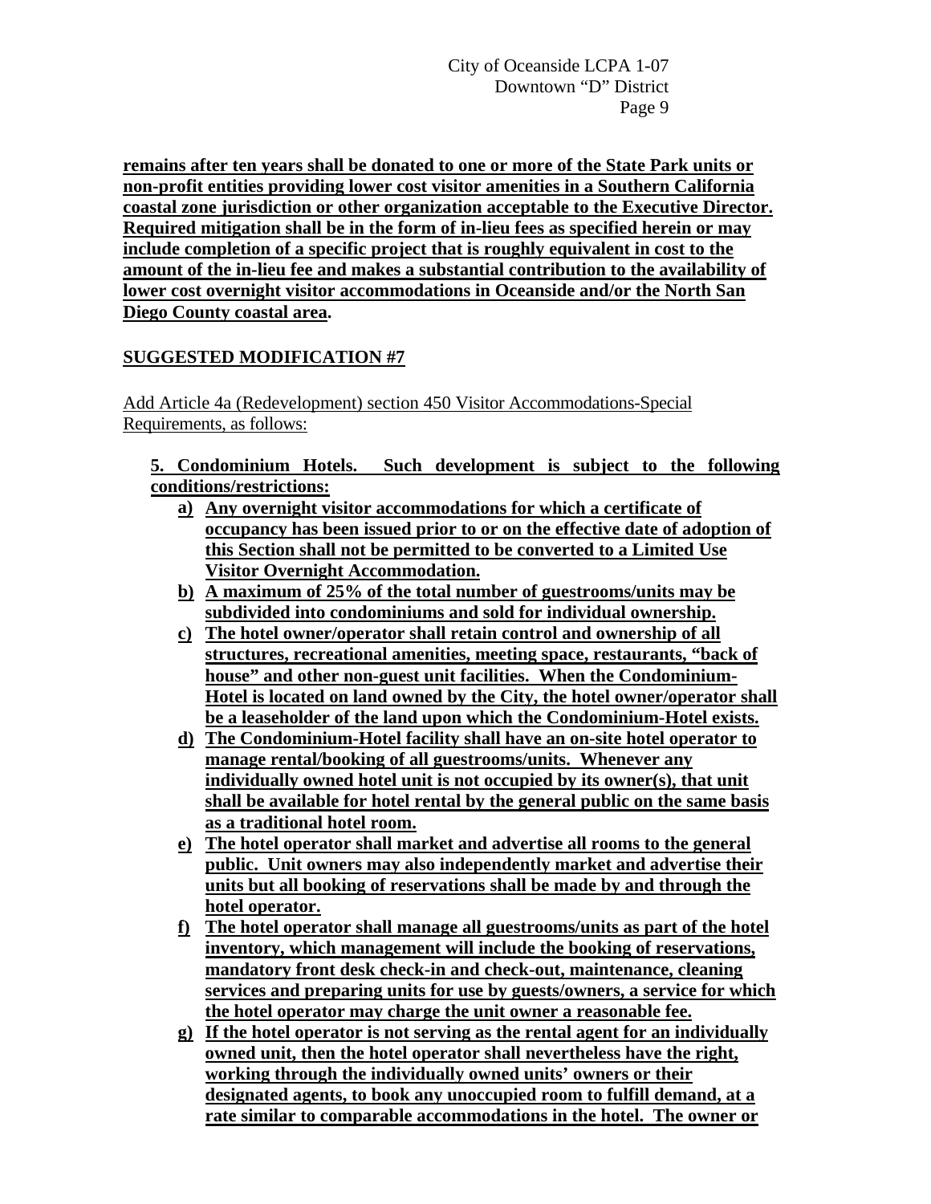**remains after ten years shall be donated to one or more of the State Park units or non-profit entities providing lower cost visitor amenities in a Southern California coastal zone jurisdiction or other organization acceptable to the Executive Director. Required mitigation shall be in the form of in-lieu fees as specified herein or may include completion of a specific project that is roughly equivalent in cost to the amount of the in-lieu fee and makes a substantial contribution to the availability of lower cost overnight visitor accommodations in Oceanside and/or the North San Diego County coastal area.**

## SUGGESTED MODIFICATION #7

Add Article 4a (Redevelopment) section 450 Visitor Accommodations-Special Requirements, as follows:

**5. Condominium Hotels. Such development is subject to the following conditions/restrictions:**

- **a) Any overnight visitor accommodations for which a certificate of occupancy has been issued prior to or on the effective date of adoption of this Section shall not be permitted to be converted to a Limited Use Visitor Overnight Accommodation.**
- **b) A maximum of 25% of the total number of guestrooms/units may be subdivided into condominiums and sold for individual ownership.**
- **c) The hotel owner/operator shall retain control and ownership of all structures, recreational amenities, meeting space, restaurants, "back of house" and other non-guest unit facilities. When the Condominium-Hotel is located on land owned by the City, the hotel owner/operator shall be a leaseholder of the land upon which the Condominium-Hotel exists.**
- **d) The Condominium-Hotel facility shall have an on-site hotel operator to manage rental/booking of all guestrooms/units. Whenever any individually owned hotel unit is not occupied by its owner(s), that unit shall be available for hotel rental by the general public on the same basis as a traditional hotel room.**
- **e) The hotel operator shall market and advertise all rooms to the general public. Unit owners may also independently market and advertise their units but all booking of reservations shall be made by and through the hotel operator.**
- **f) The hotel operator shall manage all guestrooms/units as part of the hotel inventory, which management will include the booking of reservations, mandatory front desk check-in and check-out, maintenance, cleaning services and preparing units for use by guests/owners, a service for which the hotel operator may charge the unit owner a reasonable fee.**
- **g) If the hotel operator is not serving as the rental agent for an individually owned unit, then the hotel operator shall nevertheless have the right, working through the individually owned units' owners or their designated agents, to book any unoccupied room to fulfill demand, at a rate similar to comparable accommodations in the hotel. The owner or**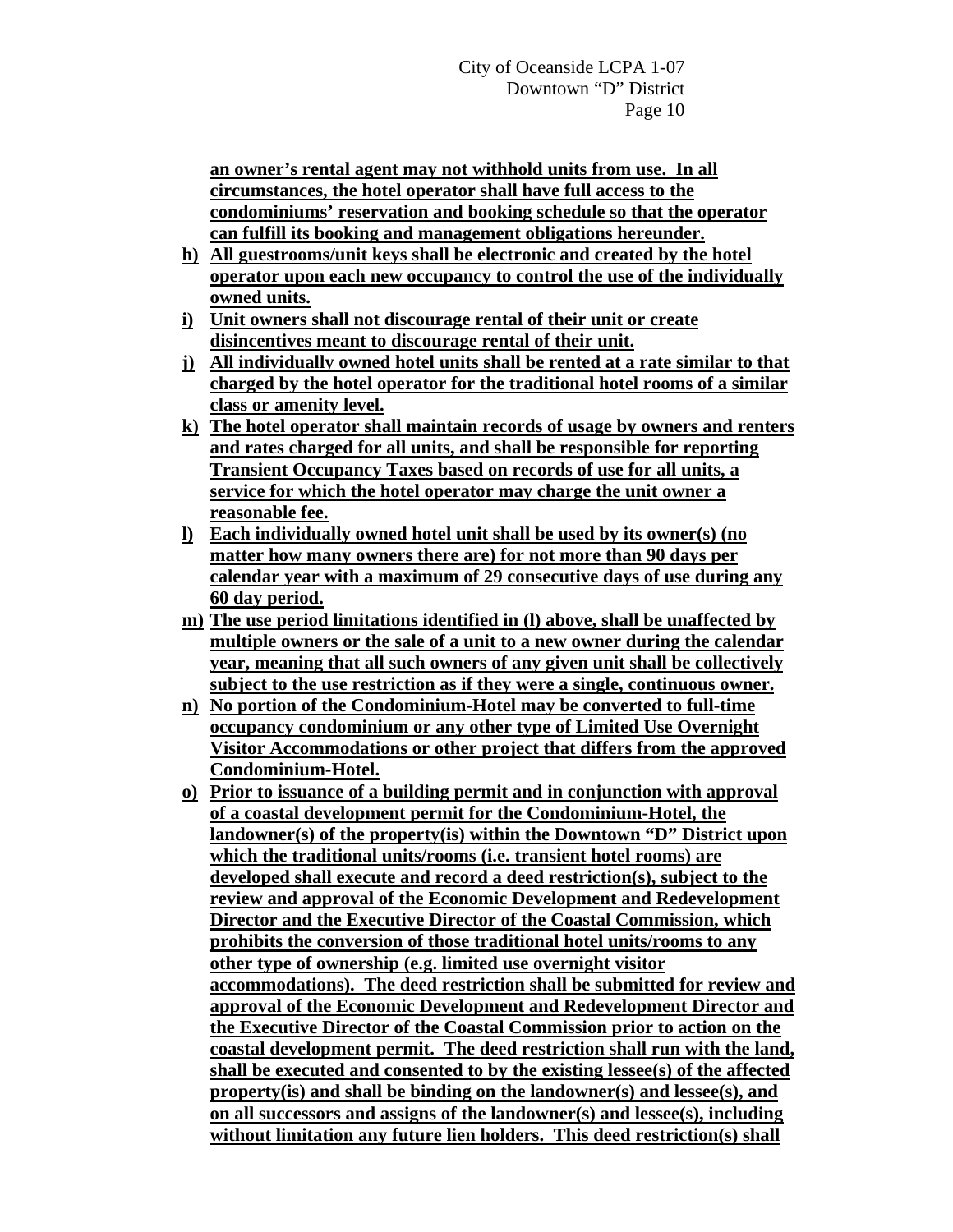**<u>an owner's rental agent may not withhold units from use. In all circumstances, the hotel operator shall have full access to the condominiums' reservation and booking schedule so that the operator can fulfill its booking and management obligations hereunder.</u>**

**<u>h) All guestrooms/unit keys shall be electronic and created by the hotel operator upon each new occupancy to control the use of the individually owned units.</u>**

**<u>i) Unit owners shall not discourage rental of their unit or create disincentives meant to discourage rental of their unit.</u>**

**<u>j) All individually owned hotel units shall be rented at a rate similar to that charged by the hotel operator for the traditional hotel rooms of a similar class or amenity level.</u>**

**<u>k) The hotel operator shall maintain records of usage by owners and renters and rates charged for all units, and shall be responsible for reporting Transient Occupancy Taxes based on records of use for all units, a service for which the hotel operator may charge the unit owner a reasonable fee.</u>**

**<u>l) Each individually owned hotel unit shall be used by its owner(s) (no matter how many owners there are) for not more than 90 days per calendar year with a maximum of 29 consecutive days of use during any 60 day period.</u>**

**<u>m) The use period limitations identified in (l) above, shall be unaffected by multiple owners or the sale of a unit to a new owner during the calendar year, meaning that all such owners of any given unit shall be collectively subject to the use restriction as if they were a single, continuous owner.</u>**

**<u>n) No portion of the Condominium-Hotel may be converted to full-time occupancy condominium or any other type of Limited Use Overnight Visitor Accommodations or other project that differs from the approved Condominium-Hotel.</u>**

**<u>o) Prior to issuance of a building permit and in conjunction with approval of a coastal development permit for the Condominium-Hotel, the landowner(s) of the property(is) within the Downtown "D" District upon which the traditional units/rooms (i.e. transient hotel rooms) are developed shall execute and record a deed restriction(s), subject to the review and approval of the Economic Development and Redevelopment Director and the Executive Director of the Coastal Commission, which prohibits the conversion of those traditional hotel units/rooms to any other type of ownership (e.g. limited use overnight visitor accommodations). The deed restriction shall be submitted for review and approval of the Economic Development and Redevelopment Director and the Executive Director of the Coastal Commission prior to action on the coastal development permit. The deed restriction shall run with the land, shall be executed and consented to by the existing lessee(s) of the affected property(is) and shall be binding on the landowner(s) and lessee(s), and on all successors and assigns of the landowner(s) and lessee(s), including without limitation any future lien holders. This deed restriction(s) shall</u>**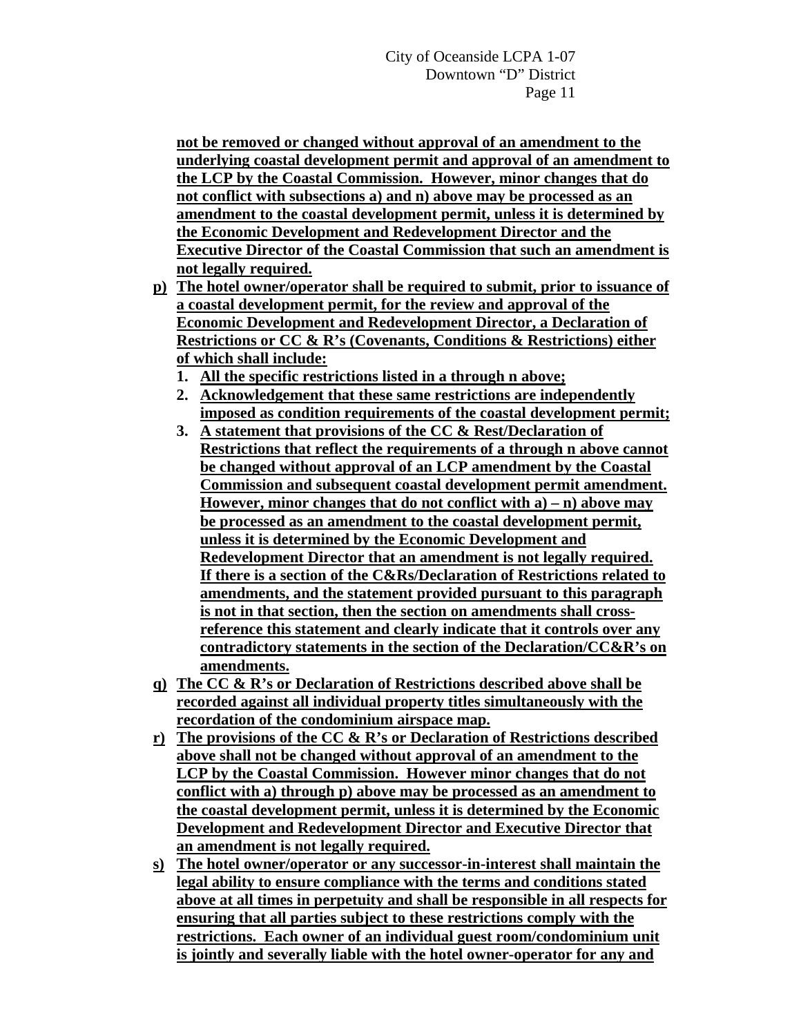**not be removed or changed without approval of an amendment to the underlying coastal development permit and approval of an amendment to the LCP by the Coastal Commission. However, minor changes that do not conflict with subsections a) and n) above may be processed as an amendment to the coastal development permit, unless it is determined by the Economic Development and Redevelopment Director and the Executive Director of the Coastal Commission that such an amendment is not legally required.**

**p) The hotel owner/operator shall be required to submit, prior to issuance of a coastal development permit, for the review and approval of the Economic Development and Redevelopment Director, a Declaration of Restrictions or CC & R's (Covenants, Conditions & Restrictions) either of which shall include:**

1. **All the specific restrictions listed in a through n above;**
2. **Acknowledgement that these same restrictions are independently imposed as condition requirements of the coastal development permit;**
3. **A statement that provisions of the CC & Rest/Declaration of Restrictions that reflect the requirements of a through n above cannot be changed without approval of an LCP amendment by the Coastal Commission and subsequent coastal development permit amendment. However, minor changes that do not conflict with a) – n) above may be processed as an amendment to the coastal development permit, unless it is determined by the Economic Development and Redevelopment Director that an amendment is not legally required. If there is a section of the C&Rs/Declaration of Restrictions related to amendments, and the statement provided pursuant to this paragraph is not in that section, then the section on amendments shall cross-reference this statement and clearly indicate that it controls over any contradictory statements in the section of the Declaration/CC&R's on amendments.**

**q) The CC & R's or Declaration of Restrictions described above shall be recorded against all individual property titles simultaneously with the recordation of the condominium airspace map.**

**r) The provisions of the CC & R's or Declaration of Restrictions described above shall not be changed without approval of an amendment to the LCP by the Coastal Commission. However minor changes that do not conflict with a) through p) above may be processed as an amendment to the coastal development permit, unless it is determined by the Economic Development and Redevelopment Director and Executive Director that an amendment is not legally required.**

**s) The hotel owner/operator or any successor-in-interest shall maintain the legal ability to ensure compliance with the terms and conditions stated above at all times in perpetuity and shall be responsible in all respects for ensuring that all parties subject to these restrictions comply with the restrictions. Each owner of an individual guest room/condominium unit is jointly and severally liable with the hotel owner-operator for any and**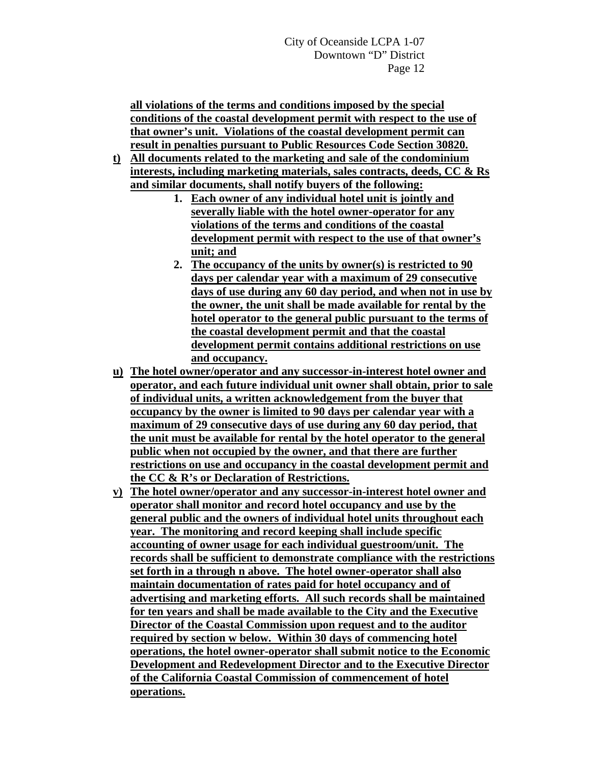**all violations of the terms and conditions imposed by the special conditions of the coastal development permit with respect to the use of that owner's unit. Violations of the coastal development permit can result in penalties pursuant to Public Resources Code Section 30820.**

**t) All documents related to the marketing and sale of the condominium interests, including marketing materials, sales contracts, deeds, CC & Rs and similar documents, shall notify buyers of the following:**

1. **Each owner of any individual hotel unit is jointly and severally liable with the hotel owner-operator for any violations of the terms and conditions of the coastal development permit with respect to the use of that owner's unit; and**
2. **The occupancy of the units by owner(s) is restricted to 90 days per calendar year with a maximum of 29 consecutive days of use during any 60 day period, and when not in use by the owner, the unit shall be made available for rental by the hotel operator to the general public pursuant to the terms of the coastal development permit and that the coastal development permit contains additional restrictions on use and occupancy.**

**u) The hotel owner/operator and any successor-in-interest hotel owner and operator, and each future individual unit owner shall obtain, prior to sale of individual units, a written acknowledgement from the buyer that occupancy by the owner is limited to 90 days per calendar year with a maximum of 29 consecutive days of use during any 60 day period, that the unit must be available for rental by the hotel operator to the general public when not occupied by the owner, and that there are further restrictions on use and occupancy in the coastal development permit and the CC & R's or Declaration of Restrictions.**

**v) The hotel owner/operator and any successor-in-interest hotel owner and operator shall monitor and record hotel occupancy and use by the general public and the owners of individual hotel units throughout each year. The monitoring and record keeping shall include specific accounting of owner usage for each individual guestroom/unit. The records shall be sufficient to demonstrate compliance with the restrictions set forth in a through n above. The hotel owner-operator shall also maintain documentation of rates paid for hotel occupancy and of advertising and marketing efforts. All such records shall be maintained for ten years and shall be made available to the City and the Executive Director of the Coastal Commission upon request and to the auditor required by section w below. Within 30 days of commencing hotel operations, the hotel owner-operator shall submit notice to the Economic Development and Redevelopment Director and to the Executive Director of the California Coastal Commission of commencement of hotel operations.**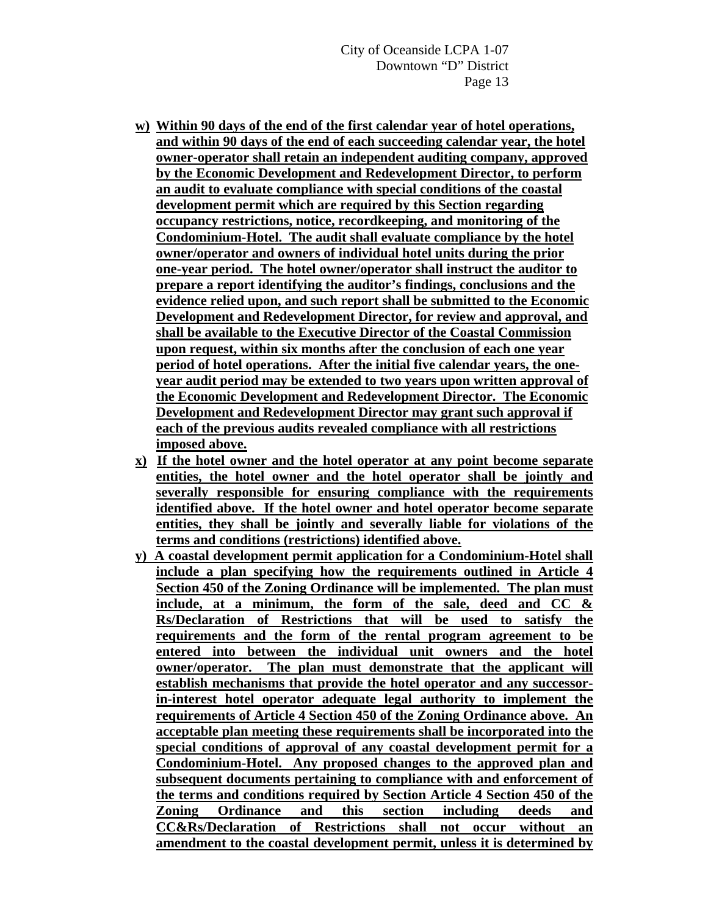**w) Within 90 days of the end of the first calendar year of hotel operations, and within 90 days of the end of each succeeding calendar year, the hotel owner-operator shall retain an independent auditing company, approved by the Economic Development and Redevelopment Director, to perform an audit to evaluate compliance with special conditions of the coastal development permit which are required by this Section regarding occupancy restrictions, notice, recordkeeping, and monitoring of the Condominium-Hotel. The audit shall evaluate compliance by the hotel owner/operator and owners of individual hotel units during the prior one-year period. The hotel owner/operator shall instruct the auditor to prepare a report identifying the auditor's findings, conclusions and the evidence relied upon, and such report shall be submitted to the Economic Development and Redevelopment Director, for review and approval, and shall be available to the Executive Director of the Coastal Commission upon request, within six months after the conclusion of each one year period of hotel operations. After the initial five calendar years, the one-year audit period may be extended to two years upon written approval of the Economic Development and Redevelopment Director. The Economic Development and Redevelopment Director may grant such approval if each of the previous audits revealed compliance with all restrictions imposed above.**

**x) If the hotel owner and the hotel operator at any point become separate entities, the hotel owner and the hotel operator shall be jointly and severally responsible for ensuring compliance with the requirements identified above. If the hotel owner and hotel operator become separate entities, they shall be jointly and severally liable for violations of the terms and conditions (restrictions) identified above.**

**y) A coastal development permit application for a Condominium-Hotel shall include a plan specifying how the requirements outlined in Article 4 Section 450 of the Zoning Ordinance will be implemented. The plan must include, at a minimum, the form of the sale, deed and CC & Rs/Declaration of Restrictions that will be used to satisfy the requirements and the form of the rental program agreement to be entered into between the individual unit owners and the hotel owner/operator. The plan must demonstrate that the applicant will establish mechanisms that provide the hotel operator and any successor-in-interest hotel operator adequate legal authority to implement the requirements of Article 4 Section 450 of the Zoning Ordinance above. An acceptable plan meeting these requirements shall be incorporated into the special conditions of approval of any coastal development permit for a Condominium-Hotel. Any proposed changes to the approved plan and subsequent documents pertaining to compliance with and enforcement of the terms and conditions required by Section Article 4 Section 450 of the Zoning Ordinance and this section including deeds and CC&Rs/Declaration of Restrictions shall not occur without an amendment to the coastal development permit, unless it is determined by**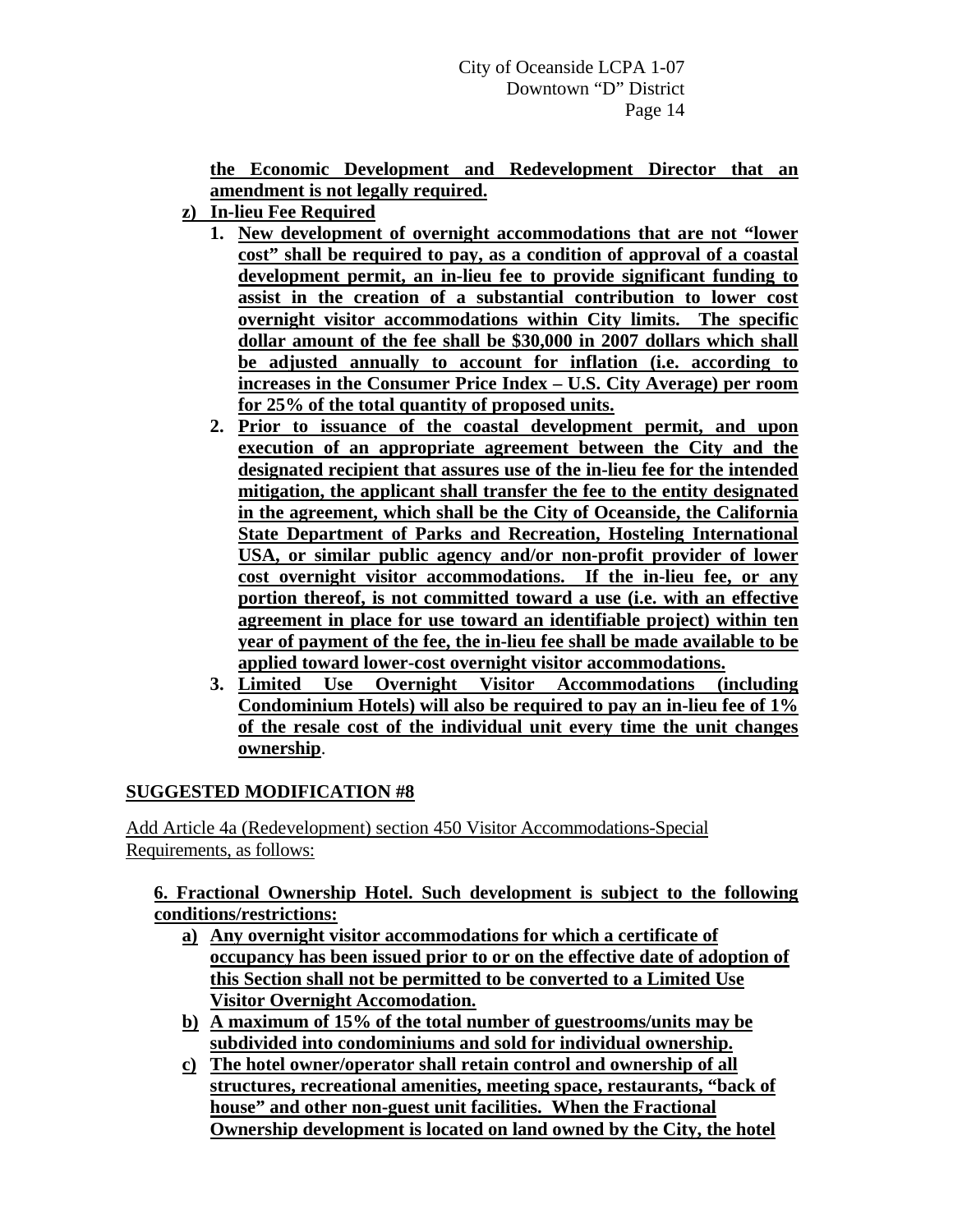**the Economic Development and Redevelopment Director that an amendment is not legally required.**

**z) In-lieu Fee Required**

1. **New development of overnight accommodations that are not "lower cost" shall be required to pay, as a condition of approval of a coastal development permit, an in-lieu fee to provide significant funding to assist in the creation of a substantial contribution to lower cost overnight visitor accommodations within City limits. The specific dollar amount of the fee shall be $30,000 in 2007 dollars which shall be adjusted annually to account for inflation (i.e. according to increases in the Consumer Price Index – U.S. City Average) per room for 25% of the total quantity of proposed units.**
2. **Prior to issuance of the coastal development permit, and upon execution of an appropriate agreement between the City and the designated recipient that assures use of the in-lieu fee for the intended mitigation, the applicant shall transfer the fee to the entity designated in the agreement, which shall be the City of Oceanside, the California State Department of Parks and Recreation, Hosteling International USA, or similar public agency and/or non-profit provider of lower cost overnight visitor accommodations. If the in-lieu fee, or any portion thereof, is not committed toward a use (i.e. with an effective agreement in place for use toward an identifiable project) within ten year of payment of the fee, the in-lieu fee shall be made available to be applied toward lower-cost overnight visitor accommodations.**
3. **Limited Use Overnight Visitor Accommodations (including Condominium Hotels) will also be required to pay an in-lieu fee of 1% of the resale cost of the individual unit every time the unit changes ownership**.

## SUGGESTED MODIFICATION #8

Add Article 4a (Redevelopment) section 450 Visitor Accommodations-Special Requirements, as follows:

**6. Fractional Ownership Hotel. Such development is subject to the following conditions/restrictions:**

a) **Any overnight visitor accommodations for which a certificate of occupancy has been issued prior to or on the effective date of adoption of this Section shall not be permitted to be converted to a Limited Use Visitor Overnight Accomodation.**

b) **A maximum of 15% of the total number of guestrooms/units may be subdivided into condominiums and sold for individual ownership.**

c) **The hotel owner/operator shall retain control and ownership of all structures, recreational amenities, meeting space, restaurants, "back of house" and other non-guest unit facilities. When the Fractional Ownership development is located on land owned by the City, the hotel**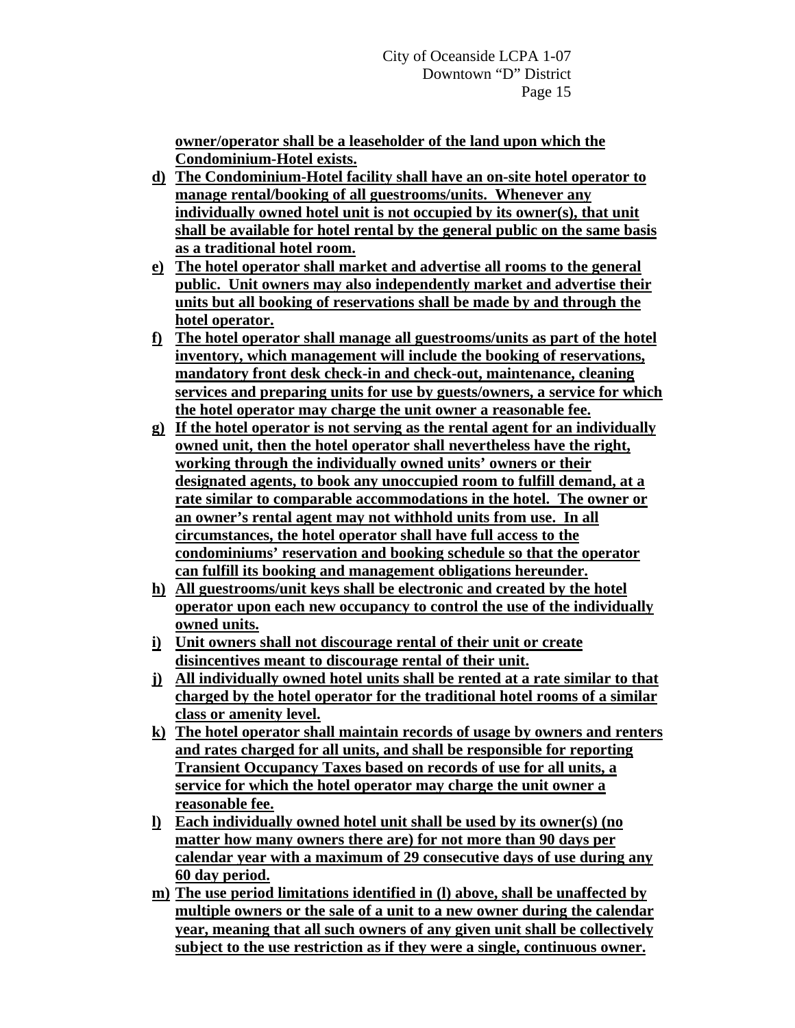**owner/operator shall be a leaseholder of the land upon which the Condominium-Hotel exists.**

**d) The Condominium-Hotel facility shall have an on-site hotel operator to manage rental/booking of all guestrooms/units. Whenever any individually owned hotel unit is not occupied by its owner(s), that unit shall be available for hotel rental by the general public on the same basis as a traditional hotel room.**

**e) The hotel operator shall market and advertise all rooms to the general public. Unit owners may also independently market and advertise their units but all booking of reservations shall be made by and through the hotel operator.**

**f) The hotel operator shall manage all guestrooms/units as part of the hotel inventory, which management will include the booking of reservations, mandatory front desk check-in and check-out, maintenance, cleaning services and preparing units for use by guests/owners, a service for which the hotel operator may charge the unit owner a reasonable fee.**

**g) If the hotel operator is not serving as the rental agent for an individually owned unit, then the hotel operator shall nevertheless have the right, working through the individually owned units' owners or their designated agents, to book any unoccupied room to fulfill demand, at a rate similar to comparable accommodations in the hotel. The owner or an owner's rental agent may not withhold units from use. In all circumstances, the hotel operator shall have full access to the condominiums' reservation and booking schedule so that the operator can fulfill its booking and management obligations hereunder.**

**h) All guestrooms/unit keys shall be electronic and created by the hotel operator upon each new occupancy to control the use of the individually owned units.**

**i) Unit owners shall not discourage rental of their unit or create disincentives meant to discourage rental of their unit.**

**j) All individually owned hotel units shall be rented at a rate similar to that charged by the hotel operator for the traditional hotel rooms of a similar class or amenity level.**

**k) The hotel operator shall maintain records of usage by owners and renters and rates charged for all units, and shall be responsible for reporting Transient Occupancy Taxes based on records of use for all units, a service for which the hotel operator may charge the unit owner a reasonable fee.**

**l) Each individually owned hotel unit shall be used by its owner(s) (no matter how many owners there are) for not more than 90 days per calendar year with a maximum of 29 consecutive days of use during any 60 day period.**

**m) The use period limitations identified in (l) above, shall be unaffected by multiple owners or the sale of a unit to a new owner during the calendar year, meaning that all such owners of any given unit shall be collectively subject to the use restriction as if they were a single, continuous owner.**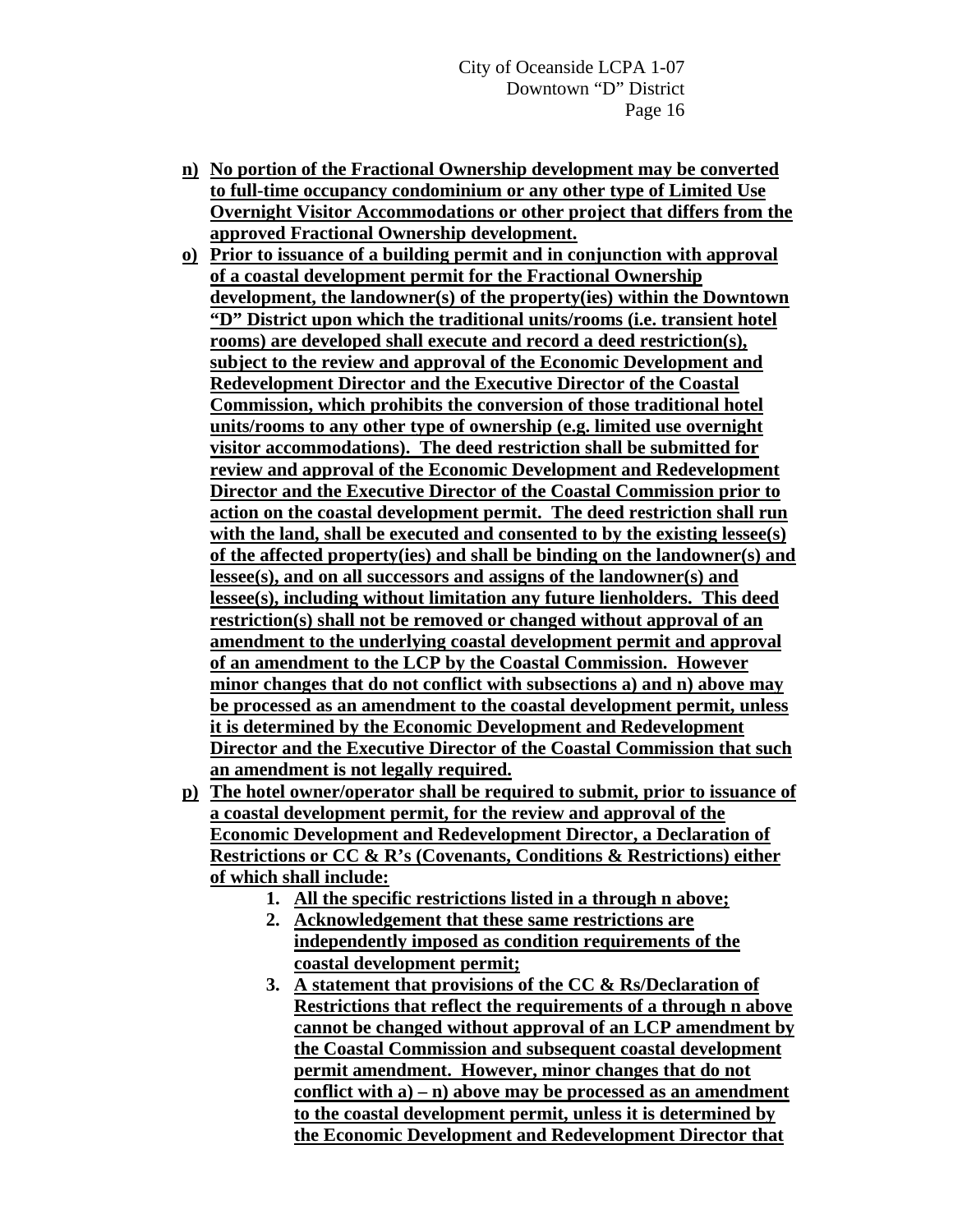n) **No portion of the Fractional Ownership development may be converted to full-time occupancy condominium or any other type of Limited Use Overnight Visitor Accommodations or other project that differs from the approved Fractional Ownership development.**

o) **Prior to issuance of a building permit and in conjunction with approval of a coastal development permit for the Fractional Ownership development, the landowner(s) of the property(ies) within the Downtown "D" District upon which the traditional units/rooms (i.e. transient hotel rooms) are developed shall execute and record a deed restriction(s), subject to the review and approval of the Economic Development and Redevelopment Director and the Executive Director of the Coastal Commission, which prohibits the conversion of those traditional hotel units/rooms to any other type of ownership (e.g. limited use overnight visitor accommodations). The deed restriction shall be submitted for review and approval of the Economic Development and Redevelopment Director and the Executive Director of the Coastal Commission prior to action on the coastal development permit. The deed restriction shall run with the land, shall be executed and consented to by the existing lessee(s) of the affected property(ies) and shall be binding on the landowner(s) and lessee(s), and on all successors and assigns of the landowner(s) and lessee(s), including without limitation any future lienholders. This deed restriction(s) shall not be removed or changed without approval of an amendment to the underlying coastal development permit and approval of an amendment to the LCP by the Coastal Commission. However minor changes that do not conflict with subsections a) and n) above may be processed as an amendment to the coastal development permit, unless it is determined by the Economic Development and Redevelopment Director and the Executive Director of the Coastal Commission that such an amendment is not legally required.**

p) **The hotel owner/operator shall be required to submit, prior to issuance of a coastal development permit, for the review and approval of the Economic Development and Redevelopment Director, a Declaration of Restrictions or CC & R's (Covenants, Conditions & Restrictions) either of which shall include:**

   1. **All the specific restrictions listed in a through n above;**
   2. **Acknowledgement that these same restrictions are independently imposed as condition requirements of the coastal development permit;**
   3. **A statement that provisions of the CC & Rs/Declaration of Restrictions that reflect the requirements of a through n above cannot be changed without approval of an LCP amendment by the Coastal Commission and subsequent coastal development permit amendment. However, minor changes that do not conflict with a) – n) above may be processed as an amendment to the coastal development permit, unless it is determined by the Economic Development and Redevelopment Director that**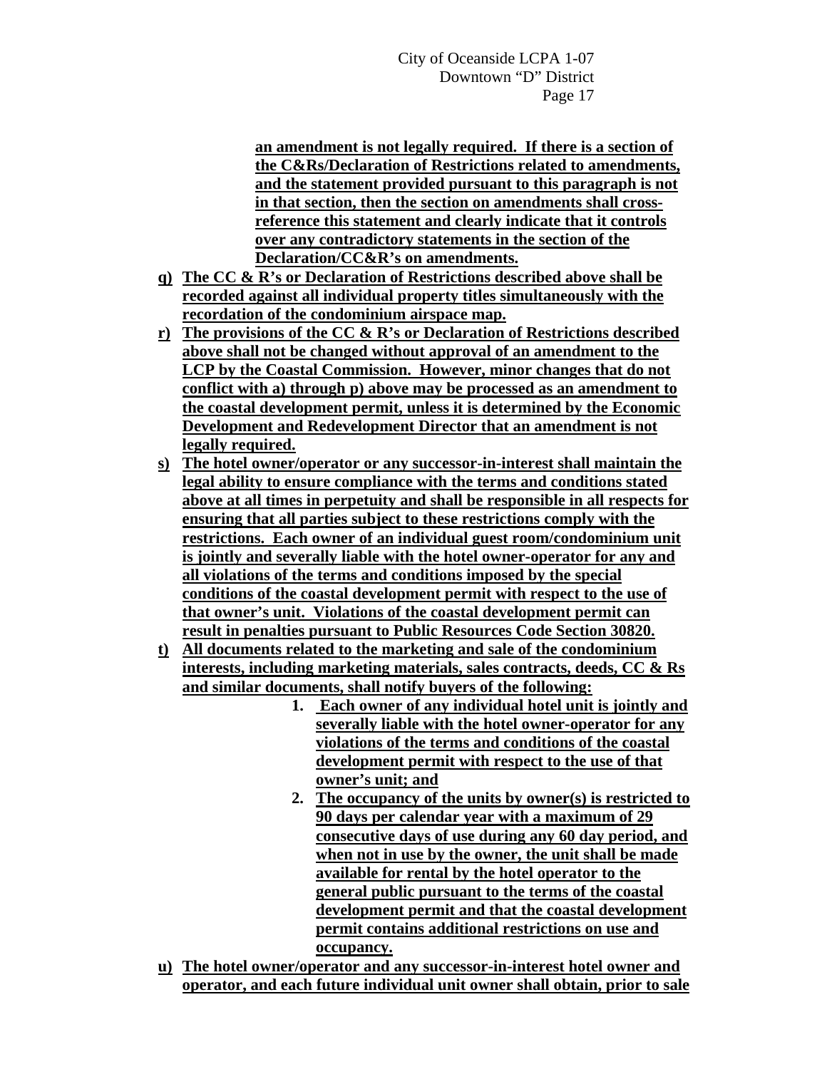**an amendment is not legally required. If there is a section of the C&Rs/Declaration of Restrictions related to amendments, and the statement provided pursuant to this paragraph is not in that section, then the section on amendments shall cross-reference this statement and clearly indicate that it controls over any contradictory statements in the section of the Declaration/CC&R's on amendments.**

**q) The CC & R's or Declaration of Restrictions described above shall be recorded against all individual property titles simultaneously with the recordation of the condominium airspace map.**

**r) The provisions of the CC & R's or Declaration of Restrictions described above shall not be changed without approval of an amendment to the LCP by the Coastal Commission. However, minor changes that do not conflict with a) through p) above may be processed as an amendment to the coastal development permit, unless it is determined by the Economic Development and Redevelopment Director that an amendment is not legally required.**

**s) The hotel owner/operator or any successor-in-interest shall maintain the legal ability to ensure compliance with the terms and conditions stated above at all times in perpetuity and shall be responsible in all respects for ensuring that all parties subject to these restrictions comply with the restrictions. Each owner of an individual guest room/condominium unit is jointly and severally liable with the hotel owner-operator for any and all violations of the terms and conditions imposed by the special conditions of the coastal development permit with respect to the use of that owner's unit. Violations of the coastal development permit can result in penalties pursuant to Public Resources Code Section 30820.**

**t) All documents related to the marketing and sale of the condominium interests, including marketing materials, sales contracts, deeds, CC & Rs and similar documents, shall notify buyers of the following:**

1. **Each owner of any individual hotel unit is jointly and severally liable with the hotel owner-operator for any violations of the terms and conditions of the coastal development permit with respect to the use of that owner's unit; and**
2. **The occupancy of the units by owner(s) is restricted to 90 days per calendar year with a maximum of 29 consecutive days of use during any 60 day period, and when not in use by the owner, the unit shall be made available for rental by the hotel operator to the general public pursuant to the terms of the coastal development permit and that the coastal development permit contains additional restrictions on use and occupancy.**

**u) The hotel owner/operator and any successor-in-interest hotel owner and operator, and each future individual unit owner shall obtain, prior to sale**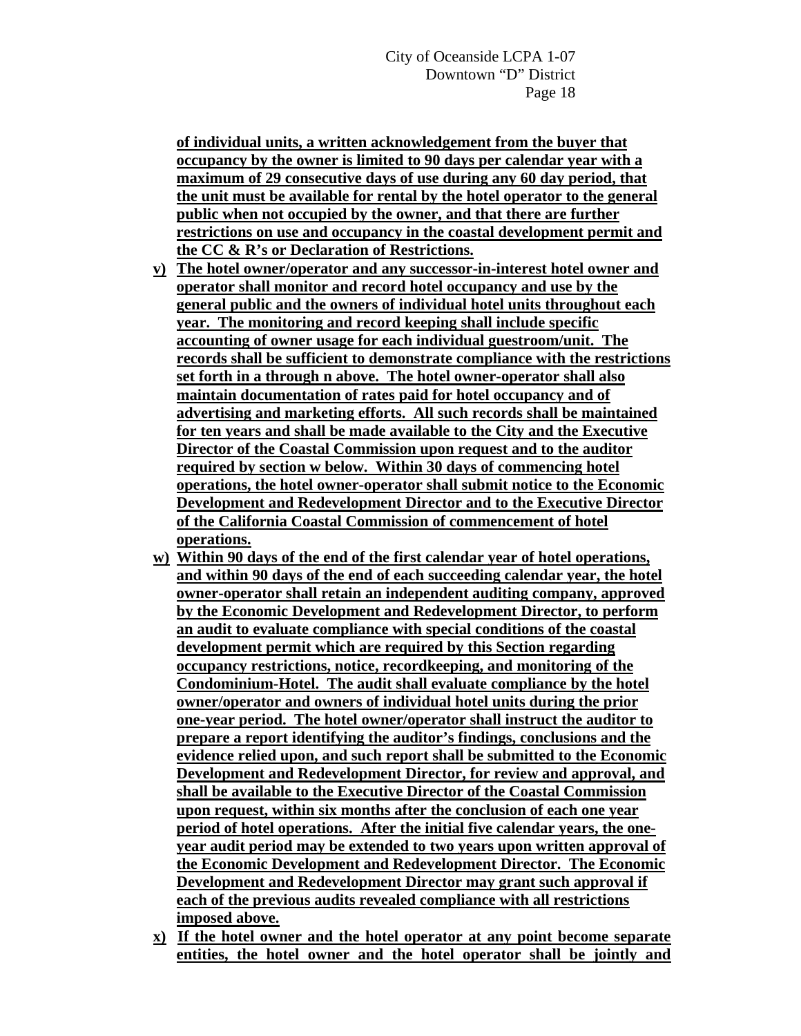**of individual units, a written acknowledgement from the buyer that occupancy by the owner is limited to 90 days per calendar year with a maximum of 29 consecutive days of use during any 60 day period, that the unit must be available for rental by the hotel operator to the general public when not occupied by the owner, and that there are further restrictions on use and occupancy in the coastal development permit and the CC & R's or Declaration of Restrictions.**

- **v) The hotel owner/operator and any successor-in-interest hotel owner and operator shall monitor and record hotel occupancy and use by the general public and the owners of individual hotel units throughout each year. The monitoring and record keeping shall include specific accounting of owner usage for each individual guestroom/unit. The records shall be sufficient to demonstrate compliance with the restrictions set forth in a through n above. The hotel owner-operator shall also maintain documentation of rates paid for hotel occupancy and of advertising and marketing efforts. All such records shall be maintained for ten years and shall be made available to the City and the Executive Director of the Coastal Commission upon request and to the auditor required by section w below. Within 30 days of commencing hotel operations, the hotel owner-operator shall submit notice to the Economic Development and Redevelopment Director and to the Executive Director of the California Coastal Commission of commencement of hotel operations.**
- **w) Within 90 days of the end of the first calendar year of hotel operations, and within 90 days of the end of each succeeding calendar year, the hotel owner-operator shall retain an independent auditing company, approved by the Economic Development and Redevelopment Director, to perform an audit to evaluate compliance with special conditions of the coastal development permit which are required by this Section regarding occupancy restrictions, notice, recordkeeping, and monitoring of the Condominium-Hotel. The audit shall evaluate compliance by the hotel owner/operator and owners of individual hotel units during the prior one-year period. The hotel owner/operator shall instruct the auditor to prepare a report identifying the auditor's findings, conclusions and the evidence relied upon, and such report shall be submitted to the Economic Development and Redevelopment Director, for review and approval, and shall be available to the Executive Director of the Coastal Commission upon request, within six months after the conclusion of each one year period of hotel operations. After the initial five calendar years, the one-year audit period may be extended to two years upon written approval of the Economic Development and Redevelopment Director. The Economic Development and Redevelopment Director may grant such approval if each of the previous audits revealed compliance with all restrictions imposed above.**
- **x) If the hotel owner and the hotel operator at any point become separate entities, the hotel owner and the hotel operator shall be jointly and**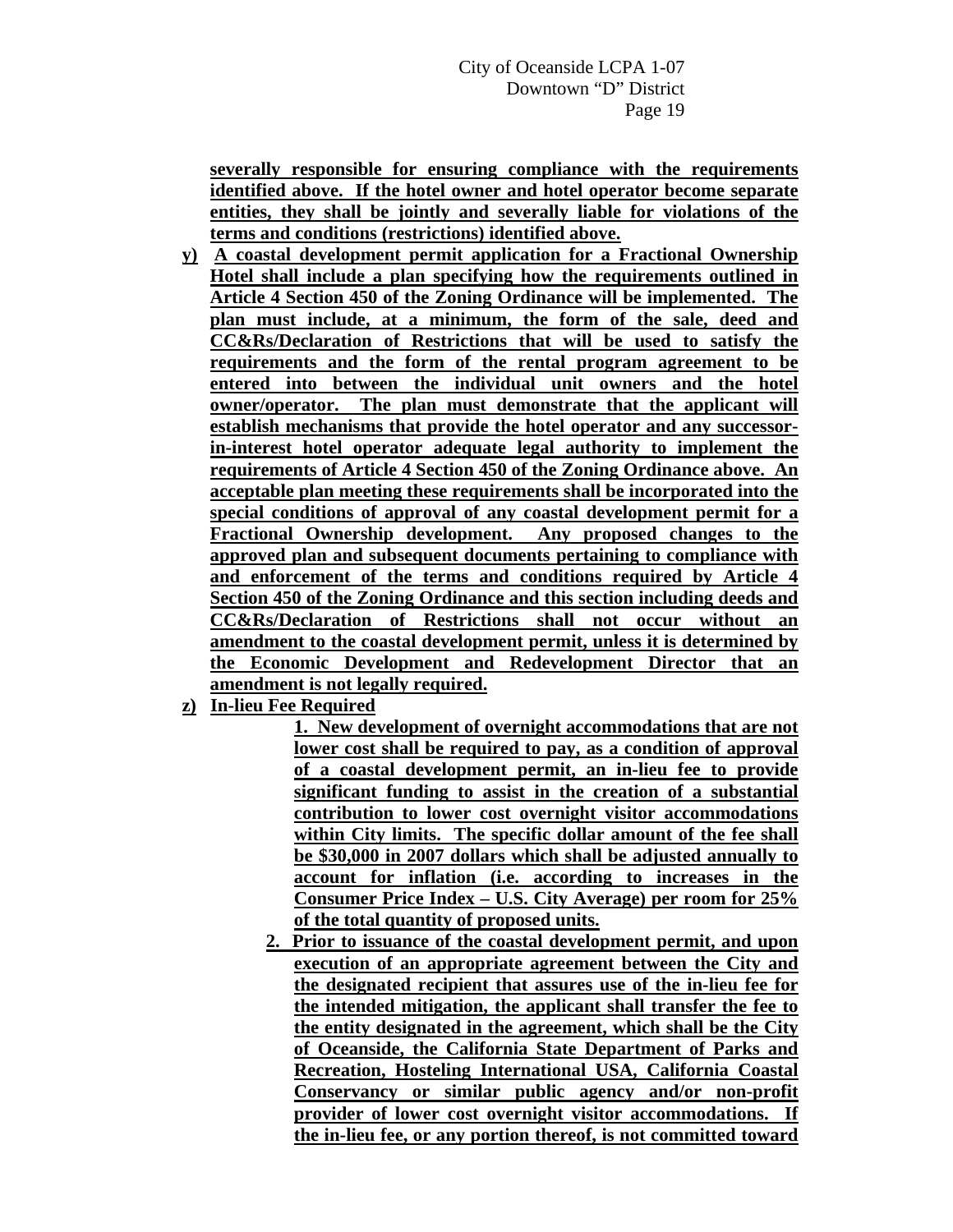**severally responsible for ensuring compliance with the requirements identified above. If the hotel owner and hotel operator become separate entities, they shall be jointly and severally liable for violations of the terms and conditions (restrictions) identified above.**

**y) A coastal development permit application for a Fractional Ownership Hotel shall include a plan specifying how the requirements outlined in Article 4 Section 450 of the Zoning Ordinance will be implemented. The plan must include, at a minimum, the form of the sale, deed and CC&Rs/Declaration of Restrictions that will be used to satisfy the requirements and the form of the rental program agreement to be entered into between the individual unit owners and the hotel owner/operator. The plan must demonstrate that the applicant will establish mechanisms that provide the hotel operator and any successor-in-interest hotel operator adequate legal authority to implement the requirements of Article 4 Section 450 of the Zoning Ordinance above. An acceptable plan meeting these requirements shall be incorporated into the special conditions of approval of any coastal development permit for a Fractional Ownership development. Any proposed changes to the approved plan and subsequent documents pertaining to compliance with and enforcement of the terms and conditions required by Article 4 Section 450 of the Zoning Ordinance and this section including deeds and CC&Rs/Declaration of Restrictions shall not occur without an amendment to the coastal development permit, unless it is determined by the Economic Development and Redevelopment Director that an amendment is not legally required.**

**z) In-lieu Fee Required**

**1. New development of overnight accommodations that are not lower cost shall be required to pay, as a condition of approval of a coastal development permit, an in-lieu fee to provide significant funding to assist in the creation of a substantial contribution to lower cost overnight visitor accommodations within City limits. The specific dollar amount of the fee shall be $30,000 in 2007 dollars which shall be adjusted annually to account for inflation (i.e. according to increases in the Consumer Price Index – U.S. City Average) per room for 25% of the total quantity of proposed units.**

**2. Prior to issuance of the coastal development permit, and upon execution of an appropriate agreement between the City and the designated recipient that assures use of the in-lieu fee for the intended mitigation, the applicant shall transfer the fee to the entity designated in the agreement, which shall be the City of Oceanside, the California State Department of Parks and Recreation, Hosteling International USA, California Coastal Conservancy or similar public agency and/or non-profit provider of lower cost overnight visitor accommodations. If the in-lieu fee, or any portion thereof, is not committed toward**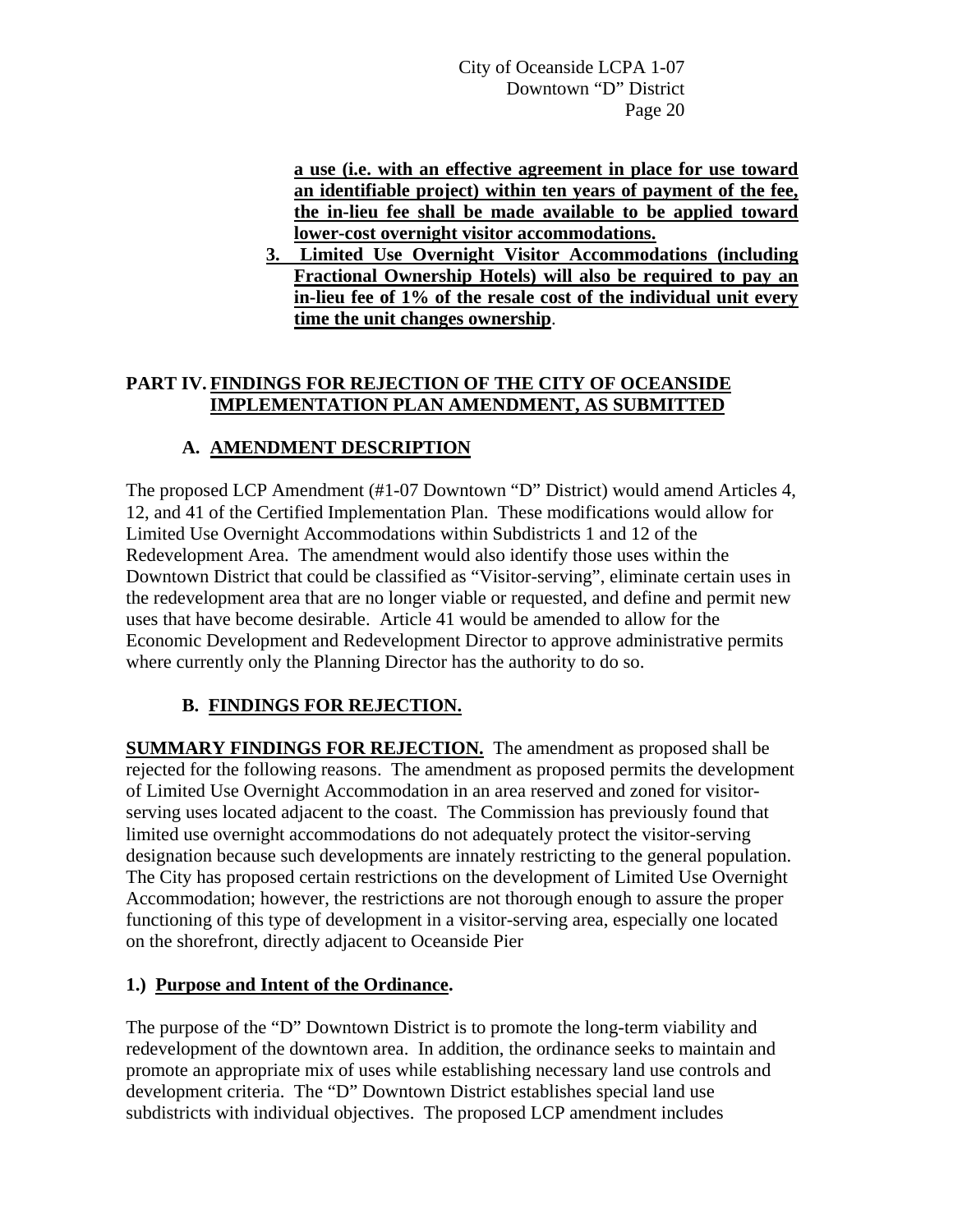**a use (i.e. with an effective agreement in place for use toward an identifiable project) within ten years of payment of the fee, the in-lieu fee shall be made available to be applied toward lower-cost overnight visitor accommodations.**

3. **Limited Use Overnight Visitor Accommodations (including Fractional Ownership Hotels) will also be required to pay an in-lieu fee of 1% of the resale cost of the individual unit every time the unit changes ownership**.

## PART IV. FINDINGS FOR REJECTION OF THE CITY OF OCEANSIDE IMPLEMENTATION PLAN AMENDMENT, AS SUBMITTED

### A. AMENDMENT DESCRIPTION

The proposed LCP Amendment (#1-07 Downtown "D" District) would amend Articles 4, 12, and 41 of the Certified Implementation Plan. These modifications would allow for Limited Use Overnight Accommodations within Subdistricts 1 and 12 of the Redevelopment Area. The amendment would also identify those uses within the Downtown District that could be classified as "Visitor-serving", eliminate certain uses in the redevelopment area that are no longer viable or requested, and define and permit new uses that have become desirable. Article 41 would be amended to allow for the Economic Development and Redevelopment Director to approve administrative permits where currently only the Planning Director has the authority to do so.

### B. FINDINGS FOR REJECTION.

**SUMMARY FINDINGS FOR REJECTION.** The amendment as proposed shall be rejected for the following reasons. The amendment as proposed permits the development of Limited Use Overnight Accommodation in an area reserved and zoned for visitor-serving uses located adjacent to the coast. The Commission has previously found that limited use overnight accommodations do not adequately protect the visitor-serving designation because such developments are innately restricting to the general population. The City has proposed certain restrictions on the development of Limited Use Overnight Accommodation; however, the restrictions are not thorough enough to assure the proper functioning of this type of development in a visitor-serving area, especially one located on the shorefront, directly adjacent to Oceanside Pier

**1.) Purpose and Intent of the Ordinance.**

The purpose of the "D" Downtown District is to promote the long-term viability and redevelopment of the downtown area. In addition, the ordinance seeks to maintain and promote an appropriate mix of uses while establishing necessary land use controls and development criteria. The "D" Downtown District establishes special land use subdistricts with individual objectives. The proposed LCP amendment includes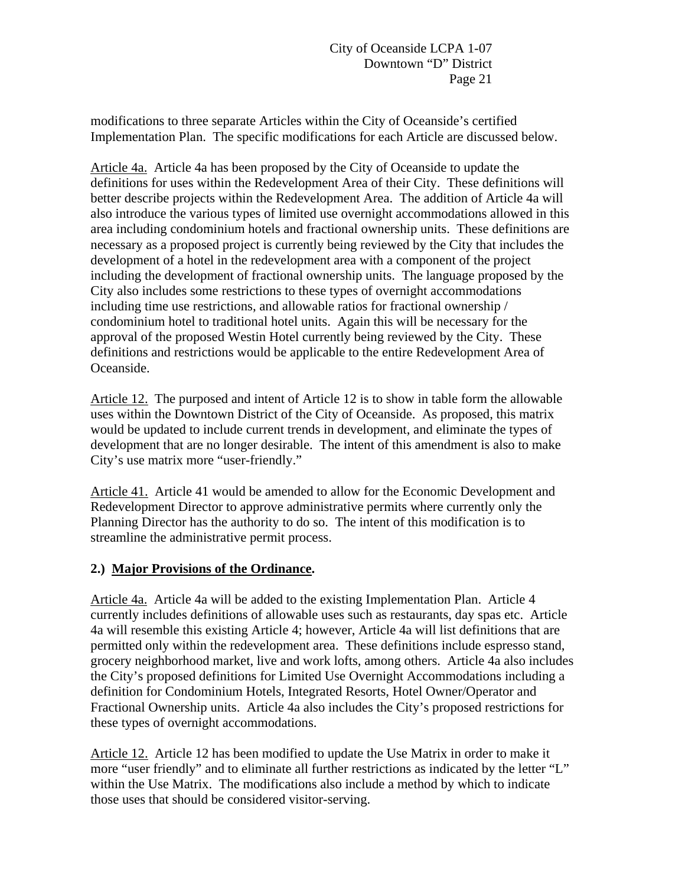modifications to three separate Articles within the City of Oceanside's certified Implementation Plan. The specific modifications for each Article are discussed below.

Article 4a. Article 4a has been proposed by the City of Oceanside to update the definitions for uses within the Redevelopment Area of their City. These definitions will better describe projects within the Redevelopment Area. The addition of Article 4a will also introduce the various types of limited use overnight accommodations allowed in this area including condominium hotels and fractional ownership units. These definitions are necessary as a proposed project is currently being reviewed by the City that includes the development of a hotel in the redevelopment area with a component of the project including the development of fractional ownership units. The language proposed by the City also includes some restrictions to these types of overnight accommodations including time use restrictions, and allowable ratios for fractional ownership / condominium hotel to traditional hotel units. Again this will be necessary for the approval of the proposed Westin Hotel currently being reviewed by the City. These definitions and restrictions would be applicable to the entire Redevelopment Area of Oceanside.

Article 12. The purposed and intent of Article 12 is to show in table form the allowable uses within the Downtown District of the City of Oceanside. As proposed, this matrix would be updated to include current trends in development, and eliminate the types of development that are no longer desirable. The intent of this amendment is also to make City's use matrix more "user-friendly."

Article 41. Article 41 would be amended to allow for the Economic Development and Redevelopment Director to approve administrative permits where currently only the Planning Director has the authority to do so. The intent of this modification is to streamline the administrative permit process.

**2.) Major Provisions of the Ordinance.**

Article 4a. Article 4a will be added to the existing Implementation Plan. Article 4 currently includes definitions of allowable uses such as restaurants, day spas etc. Article 4a will resemble this existing Article 4; however, Article 4a will list definitions that are permitted only within the redevelopment area. These definitions include espresso stand, grocery neighborhood market, live and work lofts, among others. Article 4a also includes the City's proposed definitions for Limited Use Overnight Accommodations including a definition for Condominium Hotels, Integrated Resorts, Hotel Owner/Operator and Fractional Ownership units. Article 4a also includes the City's proposed restrictions for these types of overnight accommodations.

Article 12. Article 12 has been modified to update the Use Matrix in order to make it more "user friendly" and to eliminate all further restrictions as indicated by the letter "L" within the Use Matrix. The modifications also include a method by which to indicate those uses that should be considered visitor-serving.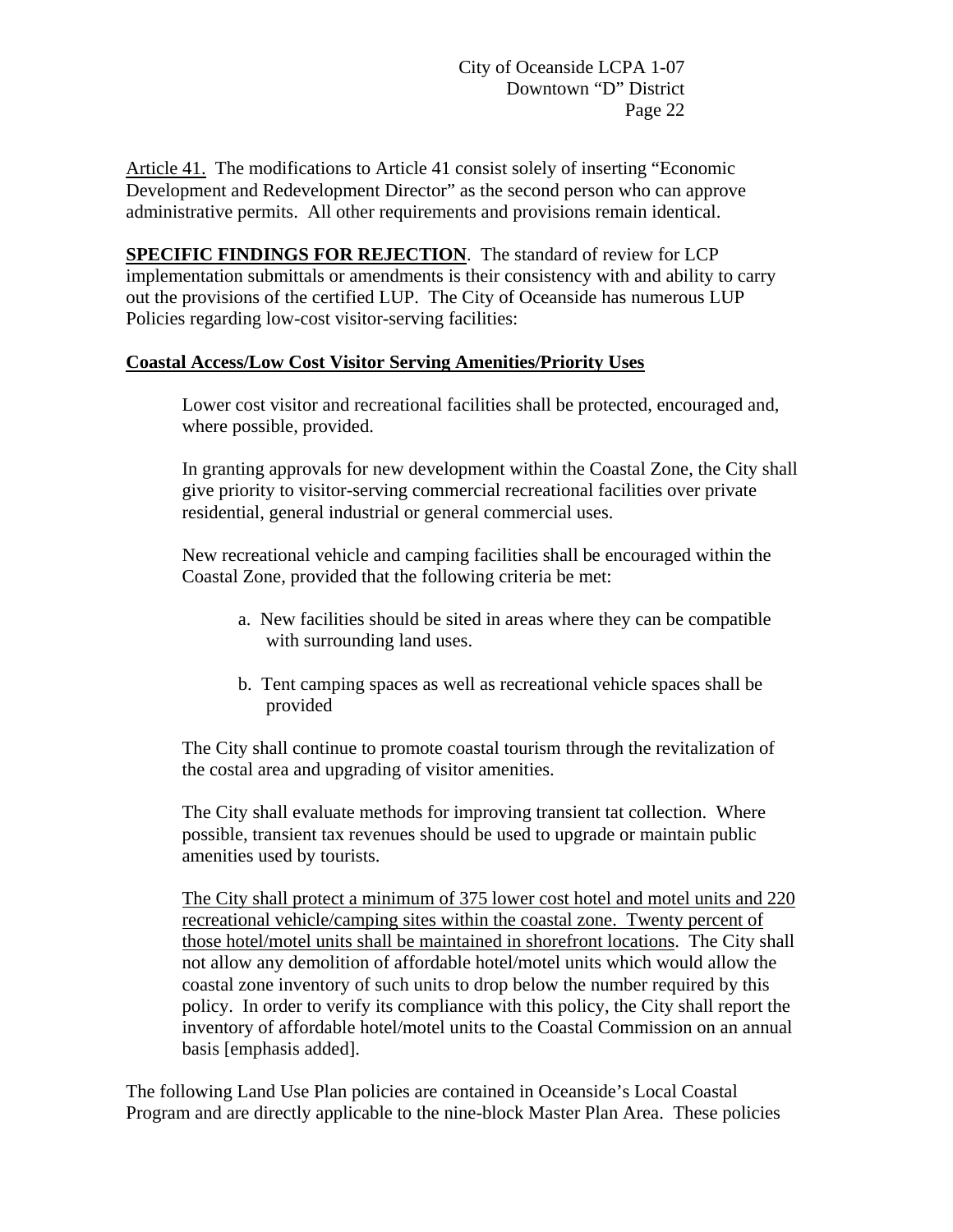<u>Article 41.</u> The modifications to Article 41 consist solely of inserting "Economic Development and Redevelopment Director" as the second person who can approve administrative permits. All other requirements and provisions remain identical.

**<u>SPECIFIC FINDINGS FOR REJECTION</u>**. The standard of review for LCP implementation submittals or amendments is their consistency with and ability to carry out the provisions of the certified LUP. The City of Oceanside has numerous LUP Policies regarding low-cost visitor-serving facilities:

**<u>Coastal Access/Low Cost Visitor Serving Amenities/Priority Uses</u>**

> Lower cost visitor and recreational facilities shall be protected, encouraged and, where possible, provided.
>
> In granting approvals for new development within the Coastal Zone, the City shall give priority to visitor-serving commercial recreational facilities over private residential, general industrial or general commercial uses.
>
> New recreational vehicle and camping facilities shall be encouraged within the Coastal Zone, provided that the following criteria be met:
>
> a. New facilities should be sited in areas where they can be compatible with surrounding land uses.
>
> b. Tent camping spaces as well as recreational vehicle spaces shall be provided
>
> The City shall continue to promote coastal tourism through the revitalization of the costal area and upgrading of visitor amenities.
>
> The City shall evaluate methods for improving transient tat collection. Where possible, transient tax revenues should be used to upgrade or maintain public amenities used by tourists.
>
> <u>The City shall protect a minimum of 375 lower cost hotel and motel units and 220 recreational vehicle/camping sites within the coastal zone. Twenty percent of those hotel/motel units shall be maintained in shorefront locations</u>. The City shall not allow any demolition of affordable hotel/motel units which would allow the coastal zone inventory of such units to drop below the number required by this policy. In order to verify its compliance with this policy, the City shall report the inventory of affordable hotel/motel units to the Coastal Commission on an annual basis [emphasis added].

The following Land Use Plan policies are contained in Oceanside's Local Coastal Program and are directly applicable to the nine-block Master Plan Area. These policies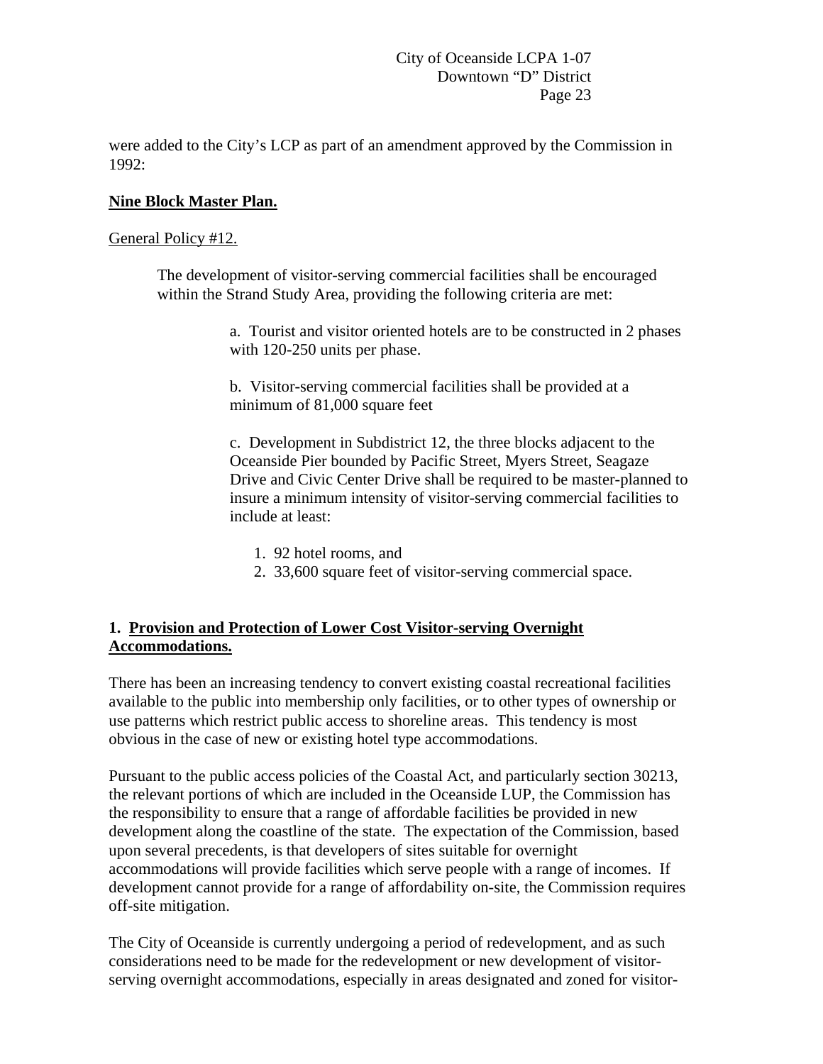were added to the City's LCP as part of an amendment approved by the Commission in 1992:

**<u>Nine Block Master Plan.</u>**

<u>General Policy #12.</u>

> The development of visitor-serving commercial facilities shall be encouraged within the Strand Study Area, providing the following criteria are met:
>
> a. Tourist and visitor oriented hotels are to be constructed in 2 phases with 120-250 units per phase.
>
> b. Visitor-serving commercial facilities shall be provided at a minimum of 81,000 square feet
>
> c. Development in Subdistrict 12, the three blocks adjacent to the Oceanside Pier bounded by Pacific Street, Myers Street, Seagaze Drive and Civic Center Drive shall be required to be master-planned to insure a minimum intensity of visitor-serving commercial facilities to include at least:
>
> 1. 92 hotel rooms, and
> 2. 33,600 square feet of visitor-serving commercial space.

**1. <u>Provision and Protection of Lower Cost Visitor-serving Overnight Accommodations.</u>**

There has been an increasing tendency to convert existing coastal recreational facilities available to the public into membership only facilities, or to other types of ownership or use patterns which restrict public access to shoreline areas. This tendency is most obvious in the case of new or existing hotel type accommodations.

Pursuant to the public access policies of the Coastal Act, and particularly section 30213, the relevant portions of which are included in the Oceanside LUP, the Commission has the responsibility to ensure that a range of affordable facilities be provided in new development along the coastline of the state. The expectation of the Commission, based upon several precedents, is that developers of sites suitable for overnight accommodations will provide facilities which serve people with a range of incomes. If development cannot provide for a range of affordability on-site, the Commission requires off-site mitigation.

The City of Oceanside is currently undergoing a period of redevelopment, and as such considerations need to be made for the redevelopment or new development of visitor-serving overnight accommodations, especially in areas designated and zoned for visitor-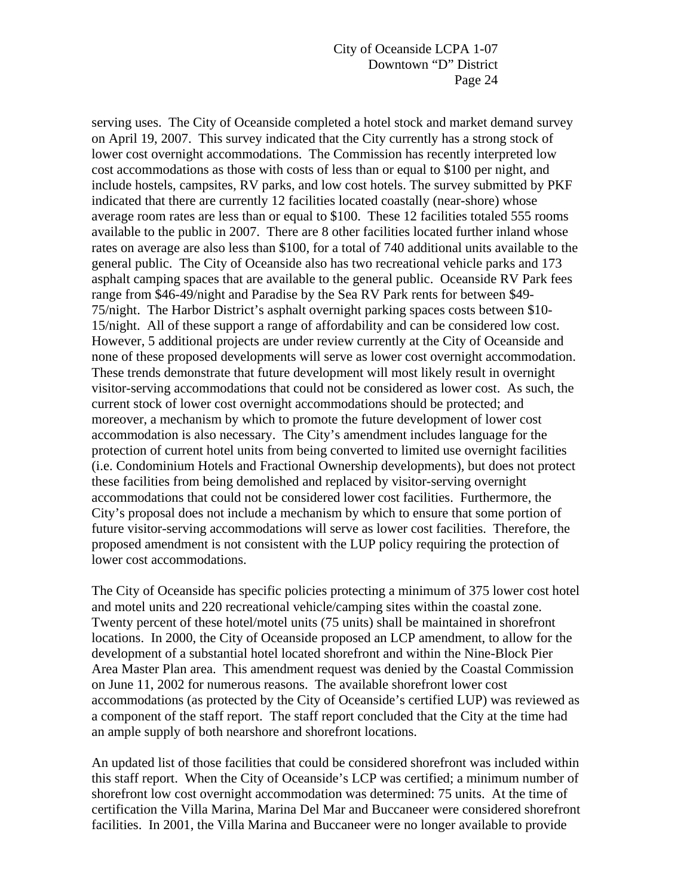serving uses. The City of Oceanside completed a hotel stock and market demand survey on April 19, 2007. This survey indicated that the City currently has a strong stock of lower cost overnight accommodations. The Commission has recently interpreted low cost accommodations as those with costs of less than or equal to $100 per night, and include hostels, campsites, RV parks, and low cost hotels. The survey submitted by PKF indicated that there are currently 12 facilities located coastally (near-shore) whose average room rates are less than or equal to $100. These 12 facilities totaled 555 rooms available to the public in 2007. There are 8 other facilities located further inland whose rates on average are also less than $100, for a total of 740 additional units available to the general public. The City of Oceanside also has two recreational vehicle parks and 173 asphalt camping spaces that are available to the general public. Oceanside RV Park fees range from $46-49/night and Paradise by the Sea RV Park rents for between $49-75/night. The Harbor District's asphalt overnight parking spaces costs between $10-15/night. All of these support a range of affordability and can be considered low cost. However, 5 additional projects are under review currently at the City of Oceanside and none of these proposed developments will serve as lower cost overnight accommodation. These trends demonstrate that future development will most likely result in overnight visitor-serving accommodations that could not be considered as lower cost. As such, the current stock of lower cost overnight accommodations should be protected; and moreover, a mechanism by which to promote the future development of lower cost accommodation is also necessary. The City's amendment includes language for the protection of current hotel units from being converted to limited use overnight facilities (i.e. Condominium Hotels and Fractional Ownership developments), but does not protect these facilities from being demolished and replaced by visitor-serving overnight accommodations that could not be considered lower cost facilities. Furthermore, the City's proposal does not include a mechanism by which to ensure that some portion of future visitor-serving accommodations will serve as lower cost facilities. Therefore, the proposed amendment is not consistent with the LUP policy requiring the protection of lower cost accommodations.

The City of Oceanside has specific policies protecting a minimum of 375 lower cost hotel and motel units and 220 recreational vehicle/camping sites within the coastal zone. Twenty percent of these hotel/motel units (75 units) shall be maintained in shorefront locations. In 2000, the City of Oceanside proposed an LCP amendment, to allow for the development of a substantial hotel located shorefront and within the Nine-Block Pier Area Master Plan area. This amendment request was denied by the Coastal Commission on June 11, 2002 for numerous reasons. The available shorefront lower cost accommodations (as protected by the City of Oceanside's certified LUP) was reviewed as a component of the staff report. The staff report concluded that the City at the time had an ample supply of both nearshore and shorefront locations.

An updated list of those facilities that could be considered shorefront was included within this staff report. When the City of Oceanside's LCP was certified; a minimum number of shorefront low cost overnight accommodation was determined: 75 units. At the time of certification the Villa Marina, Marina Del Mar and Buccaneer were considered shorefront facilities. In 2001, the Villa Marina and Buccaneer were no longer available to provide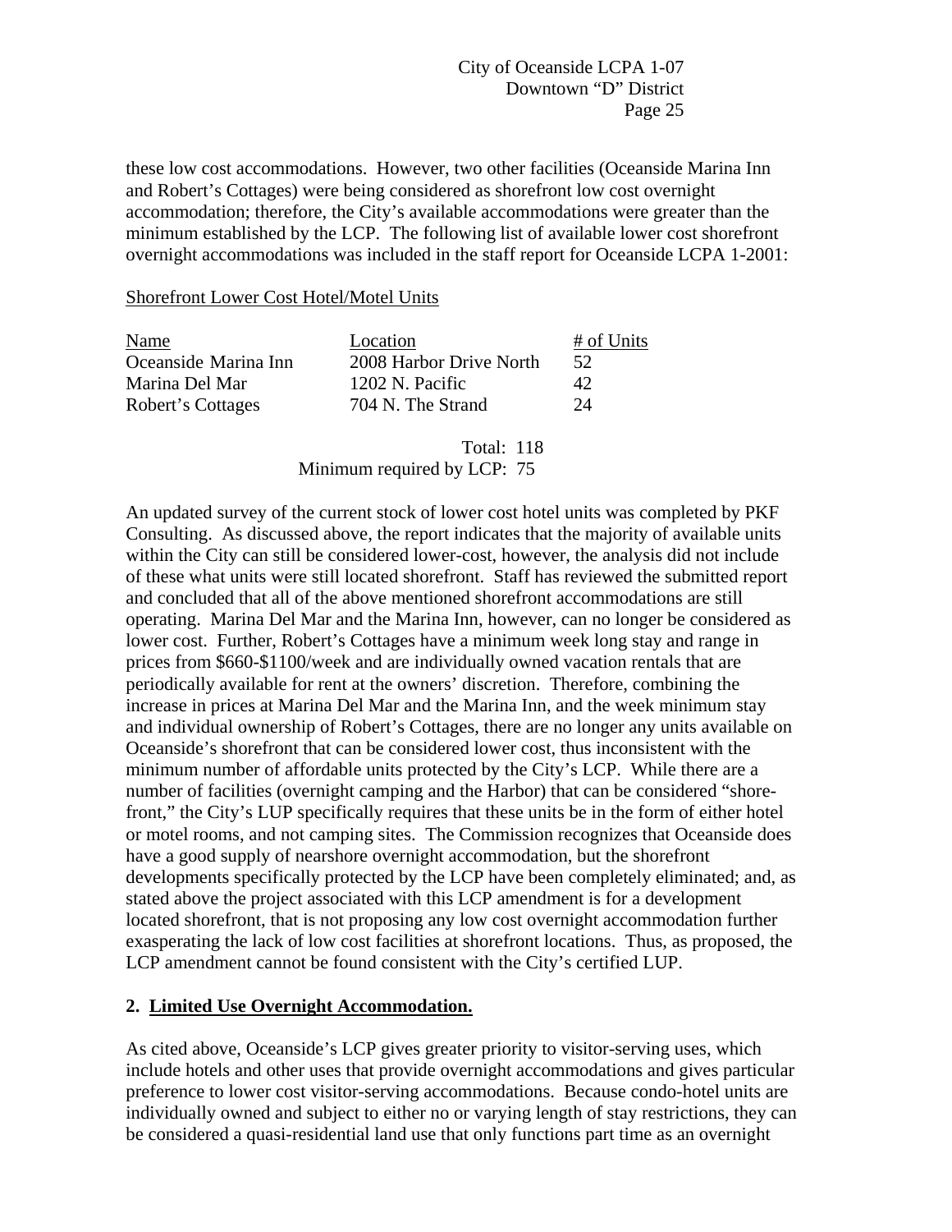these low cost accommodations. However, two other facilities (Oceanside Marina Inn and Robert's Cottages) were being considered as shorefront low cost overnight accommodation; therefore, the City's available accommodations were greater than the minimum established by the LCP. The following list of available lower cost shorefront overnight accommodations was included in the staff report for Oceanside LCPA 1-2001:

Shorefront Lower Cost Hotel/Motel Units

| Name | Location | # of Units |
|---|---|---|
| Oceanside Marina Inn | 2008 Harbor Drive North | 52 |
| Marina Del Mar | 1202 N. Pacific | 42 |
| Robert's Cottages | 704 N. The Strand | 24 |
| | Total: | 118 |
| | Minimum required by LCP: | 75 |

An updated survey of the current stock of lower cost hotel units was completed by PKF Consulting. As discussed above, the report indicates that the majority of available units within the City can still be considered lower-cost, however, the analysis did not include of these what units were still located shorefront. Staff has reviewed the submitted report and concluded that all of the above mentioned shorefront accommodations are still operating. Marina Del Mar and the Marina Inn, however, can no longer be considered as lower cost. Further, Robert's Cottages have a minimum week long stay and range in prices from \$660-\$1100/week and are individually owned vacation rentals that are periodically available for rent at the owners' discretion. Therefore, combining the increase in prices at Marina Del Mar and the Marina Inn, and the week minimum stay and individual ownership of Robert's Cottages, there are no longer any units available on Oceanside's shorefront that can be considered lower cost, thus inconsistent with the minimum number of affordable units protected by the City's LCP. While there are a number of facilities (overnight camping and the Harbor) that can be considered "shore-front," the City's LUP specifically requires that these units be in the form of either hotel or motel rooms, and not camping sites. The Commission recognizes that Oceanside does have a good supply of nearshore overnight accommodation, but the shorefront developments specifically protected by the LCP have been completely eliminated; and, as stated above the project associated with this LCP amendment is for a development located shorefront, that is not proposing any low cost overnight accommodation further exasperating the lack of low cost facilities at shorefront locations. Thus, as proposed, the LCP amendment cannot be found consistent with the City's certified LUP.

## 2. Limited Use Overnight Accommodation.

As cited above, Oceanside's LCP gives greater priority to visitor-serving uses, which include hotels and other uses that provide overnight accommodations and gives particular preference to lower cost visitor-serving accommodations. Because condo-hotel units are individually owned and subject to either no or varying length of stay restrictions, they can be considered a quasi-residential land use that only functions part time as an overnight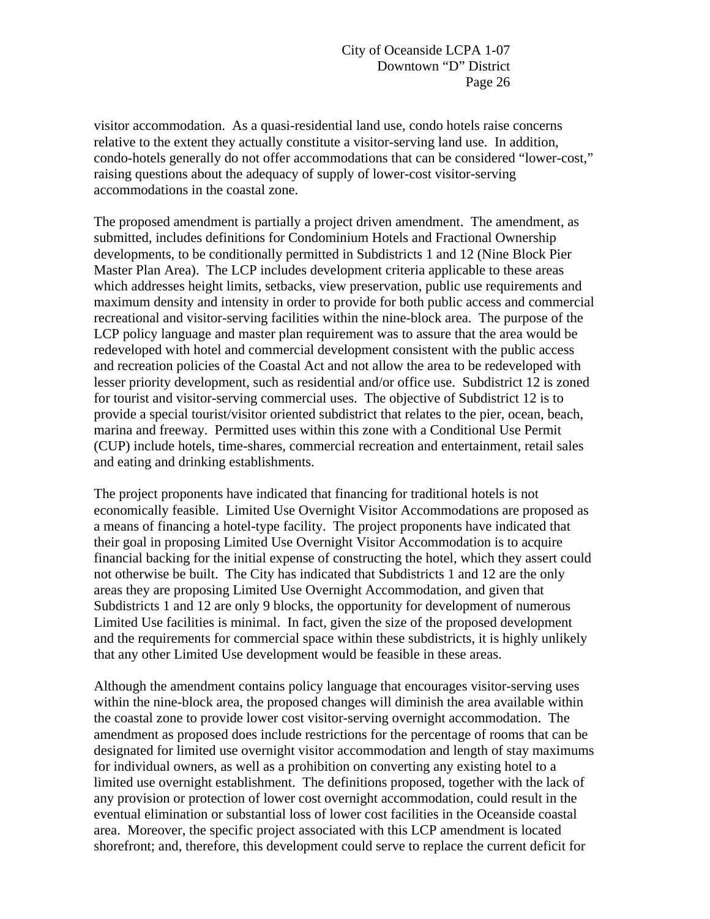visitor accommodation. As a quasi-residential land use, condo hotels raise concerns relative to the extent they actually constitute a visitor-serving land use. In addition, condo-hotels generally do not offer accommodations that can be considered "lower-cost," raising questions about the adequacy of supply of lower-cost visitor-serving accommodations in the coastal zone.

The proposed amendment is partially a project driven amendment. The amendment, as submitted, includes definitions for Condominium Hotels and Fractional Ownership developments, to be conditionally permitted in Subdistricts 1 and 12 (Nine Block Pier Master Plan Area). The LCP includes development criteria applicable to these areas which addresses height limits, setbacks, view preservation, public use requirements and maximum density and intensity in order to provide for both public access and commercial recreational and visitor-serving facilities within the nine-block area. The purpose of the LCP policy language and master plan requirement was to assure that the area would be redeveloped with hotel and commercial development consistent with the public access and recreation policies of the Coastal Act and not allow the area to be redeveloped with lesser priority development, such as residential and/or office use. Subdistrict 12 is zoned for tourist and visitor-serving commercial uses. The objective of Subdistrict 12 is to provide a special tourist/visitor oriented subdistrict that relates to the pier, ocean, beach, marina and freeway. Permitted uses within this zone with a Conditional Use Permit (CUP) include hotels, time-shares, commercial recreation and entertainment, retail sales and eating and drinking establishments.

The project proponents have indicated that financing for traditional hotels is not economically feasible. Limited Use Overnight Visitor Accommodations are proposed as a means of financing a hotel-type facility. The project proponents have indicated that their goal in proposing Limited Use Overnight Visitor Accommodation is to acquire financial backing for the initial expense of constructing the hotel, which they assert could not otherwise be built. The City has indicated that Subdistricts 1 and 12 are the only areas they are proposing Limited Use Overnight Accommodation, and given that Subdistricts 1 and 12 are only 9 blocks, the opportunity for development of numerous Limited Use facilities is minimal. In fact, given the size of the proposed development and the requirements for commercial space within these subdistricts, it is highly unlikely that any other Limited Use development would be feasible in these areas.

Although the amendment contains policy language that encourages visitor-serving uses within the nine-block area, the proposed changes will diminish the area available within the coastal zone to provide lower cost visitor-serving overnight accommodation. The amendment as proposed does include restrictions for the percentage of rooms that can be designated for limited use overnight visitor accommodation and length of stay maximums for individual owners, as well as a prohibition on converting any existing hotel to a limited use overnight establishment. The definitions proposed, together with the lack of any provision or protection of lower cost overnight accommodation, could result in the eventual elimination or substantial loss of lower cost facilities in the Oceanside coastal area. Moreover, the specific project associated with this LCP amendment is located shorefront; and, therefore, this development could serve to replace the current deficit for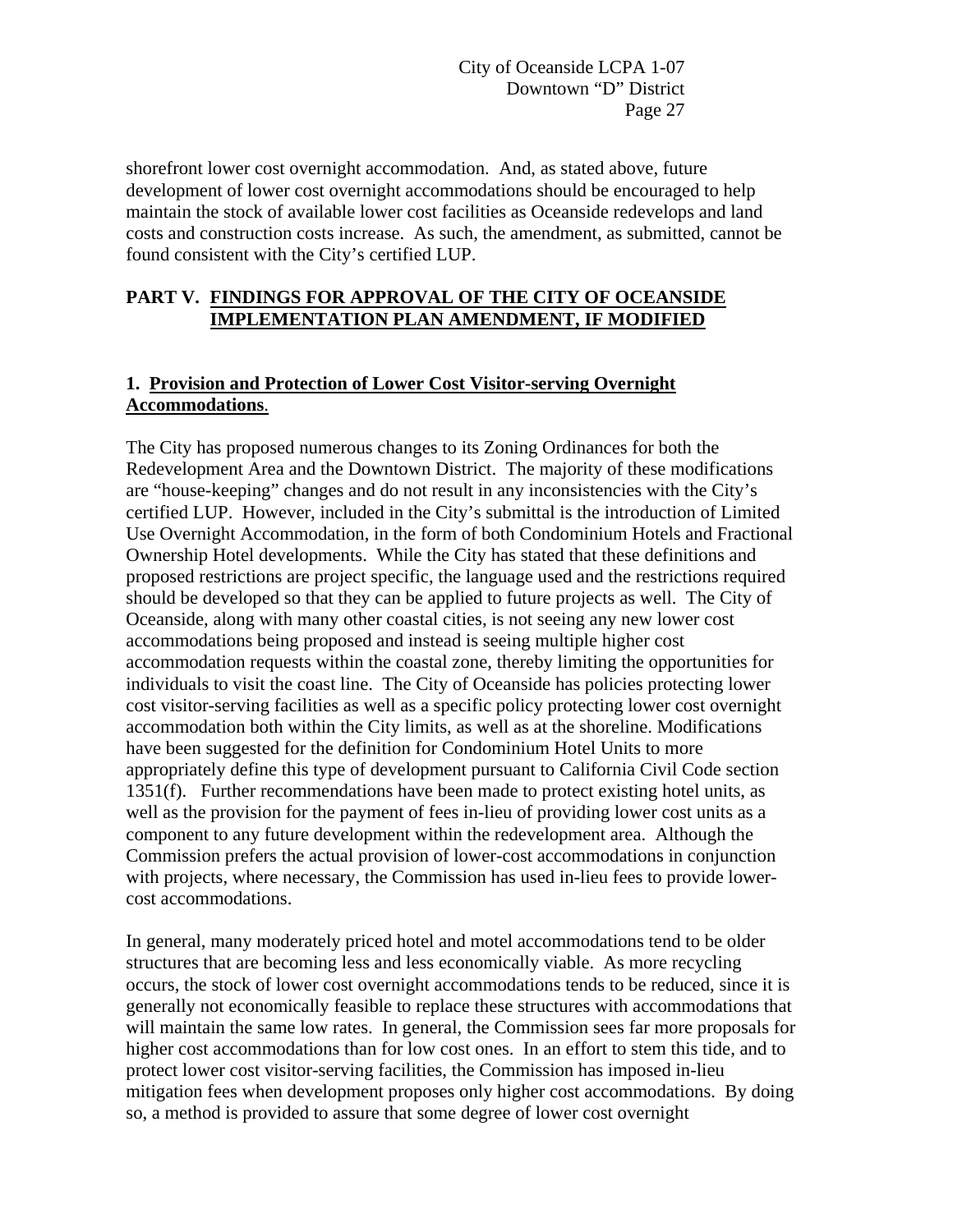shorefront lower cost overnight accommodation. And, as stated above, future development of lower cost overnight accommodations should be encouraged to help maintain the stock of available lower cost facilities as Oceanside redevelops and land costs and construction costs increase. As such, the amendment, as submitted, cannot be found consistent with the City's certified LUP.

## PART V. FINDINGS FOR APPROVAL OF THE CITY OF OCEANSIDE IMPLEMENTATION PLAN AMENDMENT, IF MODIFIED

### 1. Provision and Protection of Lower Cost Visitor-serving Overnight Accommodations.

The City has proposed numerous changes to its Zoning Ordinances for both the Redevelopment Area and the Downtown District. The majority of these modifications are "house-keeping" changes and do not result in any inconsistencies with the City's certified LUP. However, included in the City's submittal is the introduction of Limited Use Overnight Accommodation, in the form of both Condominium Hotels and Fractional Ownership Hotel developments. While the City has stated that these definitions and proposed restrictions are project specific, the language used and the restrictions required should be developed so that they can be applied to future projects as well. The City of Oceanside, along with many other coastal cities, is not seeing any new lower cost accommodations being proposed and instead is seeing multiple higher cost accommodation requests within the coastal zone, thereby limiting the opportunities for individuals to visit the coast line. The City of Oceanside has policies protecting lower cost visitor-serving facilities as well as a specific policy protecting lower cost overnight accommodation both within the City limits, as well as at the shoreline. Modifications have been suggested for the definition for Condominium Hotel Units to more appropriately define this type of development pursuant to California Civil Code section 1351(f). Further recommendations have been made to protect existing hotel units, as well as the provision for the payment of fees in-lieu of providing lower cost units as a component to any future development within the redevelopment area. Although the Commission prefers the actual provision of lower-cost accommodations in conjunction with projects, where necessary, the Commission has used in-lieu fees to provide lower-cost accommodations.

In general, many moderately priced hotel and motel accommodations tend to be older structures that are becoming less and less economically viable. As more recycling occurs, the stock of lower cost overnight accommodations tends to be reduced, since it is generally not economically feasible to replace these structures with accommodations that will maintain the same low rates. In general, the Commission sees far more proposals for higher cost accommodations than for low cost ones. In an effort to stem this tide, and to protect lower cost visitor-serving facilities, the Commission has imposed in-lieu mitigation fees when development proposes only higher cost accommodations. By doing so, a method is provided to assure that some degree of lower cost overnight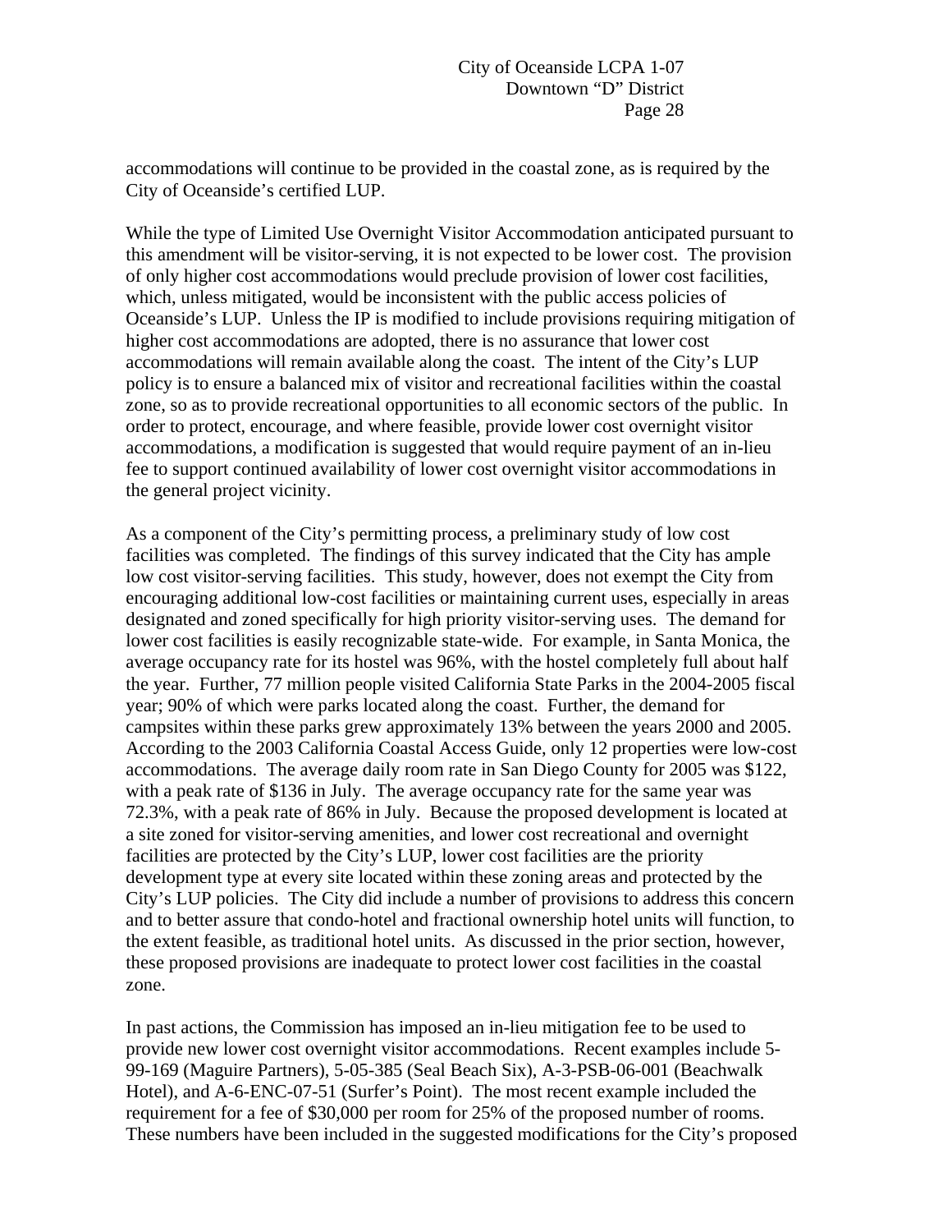accommodations will continue to be provided in the coastal zone, as is required by the City of Oceanside's certified LUP.

While the type of Limited Use Overnight Visitor Accommodation anticipated pursuant to this amendment will be visitor-serving, it is not expected to be lower cost. The provision of only higher cost accommodations would preclude provision of lower cost facilities, which, unless mitigated, would be inconsistent with the public access policies of Oceanside's LUP. Unless the IP is modified to include provisions requiring mitigation of higher cost accommodations are adopted, there is no assurance that lower cost accommodations will remain available along the coast. The intent of the City's LUP policy is to ensure a balanced mix of visitor and recreational facilities within the coastal zone, so as to provide recreational opportunities to all economic sectors of the public. In order to protect, encourage, and where feasible, provide lower cost overnight visitor accommodations, a modification is suggested that would require payment of an in-lieu fee to support continued availability of lower cost overnight visitor accommodations in the general project vicinity.

As a component of the City's permitting process, a preliminary study of low cost facilities was completed. The findings of this survey indicated that the City has ample low cost visitor-serving facilities. This study, however, does not exempt the City from encouraging additional low-cost facilities or maintaining current uses, especially in areas designated and zoned specifically for high priority visitor-serving uses. The demand for lower cost facilities is easily recognizable state-wide. For example, in Santa Monica, the average occupancy rate for its hostel was 96%, with the hostel completely full about half the year. Further, 77 million people visited California State Parks in the 2004-2005 fiscal year; 90% of which were parks located along the coast. Further, the demand for campsites within these parks grew approximately 13% between the years 2000 and 2005. According to the 2003 California Coastal Access Guide, only 12 properties were low-cost accommodations. The average daily room rate in San Diego County for 2005 was $122, with a peak rate of $136 in July. The average occupancy rate for the same year was 72.3%, with a peak rate of 86% in July. Because the proposed development is located at a site zoned for visitor-serving amenities, and lower cost recreational and overnight facilities are protected by the City's LUP, lower cost facilities are the priority development type at every site located within these zoning areas and protected by the City's LUP policies. The City did include a number of provisions to address this concern and to better assure that condo-hotel and fractional ownership hotel units will function, to the extent feasible, as traditional hotel units. As discussed in the prior section, however, these proposed provisions are inadequate to protect lower cost facilities in the coastal zone.

In past actions, the Commission has imposed an in-lieu mitigation fee to be used to provide new lower cost overnight visitor accommodations. Recent examples include 5-99-169 (Maguire Partners), 5-05-385 (Seal Beach Six), A-3-PSB-06-001 (Beachwalk Hotel), and A-6-ENC-07-51 (Surfer's Point). The most recent example included the requirement for a fee of $30,000 per room for 25% of the proposed number of rooms. These numbers have been included in the suggested modifications for the City's proposed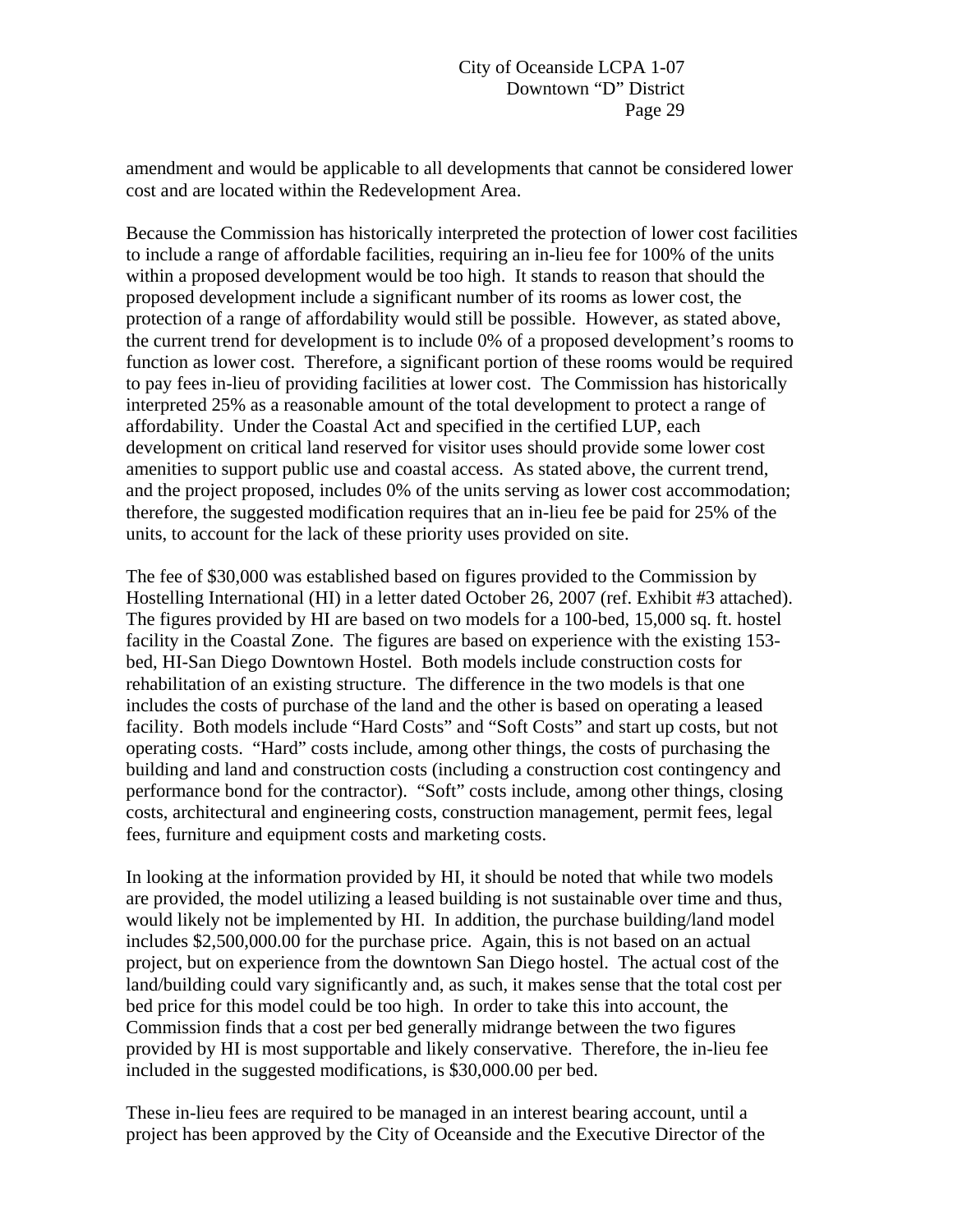amendment and would be applicable to all developments that cannot be considered lower cost and are located within the Redevelopment Area.

Because the Commission has historically interpreted the protection of lower cost facilities to include a range of affordable facilities, requiring an in-lieu fee for 100% of the units within a proposed development would be too high. It stands to reason that should the proposed development include a significant number of its rooms as lower cost, the protection of a range of affordability would still be possible. However, as stated above, the current trend for development is to include 0% of a proposed development's rooms to function as lower cost. Therefore, a significant portion of these rooms would be required to pay fees in-lieu of providing facilities at lower cost. The Commission has historically interpreted 25% as a reasonable amount of the total development to protect a range of affordability. Under the Coastal Act and specified in the certified LUP, each development on critical land reserved for visitor uses should provide some lower cost amenities to support public use and coastal access. As stated above, the current trend, and the project proposed, includes 0% of the units serving as lower cost accommodation; therefore, the suggested modification requires that an in-lieu fee be paid for 25% of the units, to account for the lack of these priority uses provided on site.

The fee of $30,000 was established based on figures provided to the Commission by Hostelling International (HI) in a letter dated October 26, 2007 (ref. Exhibit #3 attached). The figures provided by HI are based on two models for a 100-bed, 15,000 sq. ft. hostel facility in the Coastal Zone. The figures are based on experience with the existing 153-bed, HI-San Diego Downtown Hostel. Both models include construction costs for rehabilitation of an existing structure. The difference in the two models is that one includes the costs of purchase of the land and the other is based on operating a leased facility. Both models include "Hard Costs" and "Soft Costs" and start up costs, but not operating costs. "Hard" costs include, among other things, the costs of purchasing the building and land and construction costs (including a construction cost contingency and performance bond for the contractor). "Soft" costs include, among other things, closing costs, architectural and engineering costs, construction management, permit fees, legal fees, furniture and equipment costs and marketing costs.

In looking at the information provided by HI, it should be noted that while two models are provided, the model utilizing a leased building is not sustainable over time and thus, would likely not be implemented by HI. In addition, the purchase building/land model includes $2,500,000.00 for the purchase price. Again, this is not based on an actual project, but on experience from the downtown San Diego hostel. The actual cost of the land/building could vary significantly and, as such, it makes sense that the total cost per bed price for this model could be too high. In order to take this into account, the Commission finds that a cost per bed generally midrange between the two figures provided by HI is most supportable and likely conservative. Therefore, the in-lieu fee included in the suggested modifications, is $30,000.00 per bed.

These in-lieu fees are required to be managed in an interest bearing account, until a project has been approved by the City of Oceanside and the Executive Director of the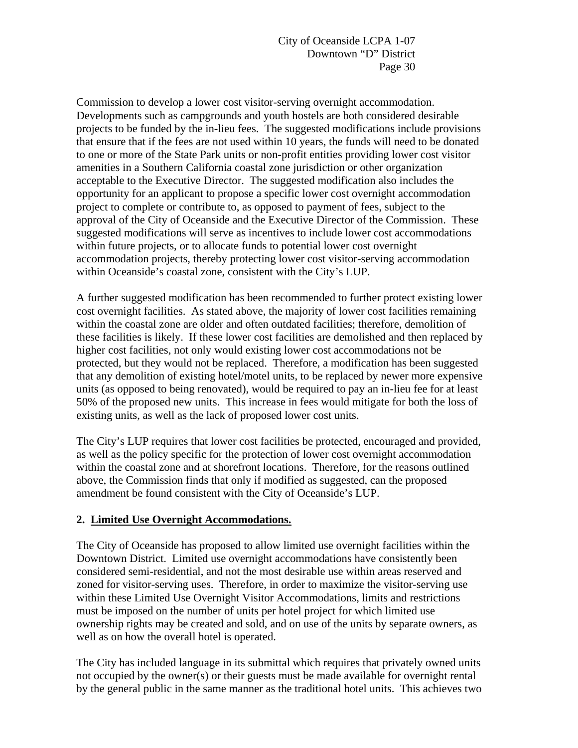Commission to develop a lower cost visitor-serving overnight accommodation. Developments such as campgrounds and youth hostels are both considered desirable projects to be funded by the in-lieu fees. The suggested modifications include provisions that ensure that if the fees are not used within 10 years, the funds will need to be donated to one or more of the State Park units or non-profit entities providing lower cost visitor amenities in a Southern California coastal zone jurisdiction or other organization acceptable to the Executive Director. The suggested modification also includes the opportunity for an applicant to propose a specific lower cost overnight accommodation project to complete or contribute to, as opposed to payment of fees, subject to the approval of the City of Oceanside and the Executive Director of the Commission. These suggested modifications will serve as incentives to include lower cost accommodations within future projects, or to allocate funds to potential lower cost overnight accommodation projects, thereby protecting lower cost visitor-serving accommodation within Oceanside's coastal zone, consistent with the City's LUP.

A further suggested modification has been recommended to further protect existing lower cost overnight facilities. As stated above, the majority of lower cost facilities remaining within the coastal zone are older and often outdated facilities; therefore, demolition of these facilities is likely. If these lower cost facilities are demolished and then replaced by higher cost facilities, not only would existing lower cost accommodations not be protected, but they would not be replaced. Therefore, a modification has been suggested that any demolition of existing hotel/motel units, to be replaced by newer more expensive units (as opposed to being renovated), would be required to pay an in-lieu fee for at least 50% of the proposed new units. This increase in fees would mitigate for both the loss of existing units, as well as the lack of proposed lower cost units.

The City's LUP requires that lower cost facilities be protected, encouraged and provided, as well as the policy specific for the protection of lower cost overnight accommodation within the coastal zone and at shorefront locations. Therefore, for the reasons outlined above, the Commission finds that only if modified as suggested, can the proposed amendment be found consistent with the City of Oceanside's LUP.

**2. Limited Use Overnight Accommodations.**

The City of Oceanside has proposed to allow limited use overnight facilities within the Downtown District. Limited use overnight accommodations have consistently been considered semi-residential, and not the most desirable use within areas reserved and zoned for visitor-serving uses. Therefore, in order to maximize the visitor-serving use within these Limited Use Overnight Visitor Accommodations, limits and restrictions must be imposed on the number of units per hotel project for which limited use ownership rights may be created and sold, and on use of the units by separate owners, as well as on how the overall hotel is operated.

The City has included language in its submittal which requires that privately owned units not occupied by the owner(s) or their guests must be made available for overnight rental by the general public in the same manner as the traditional hotel units. This achieves two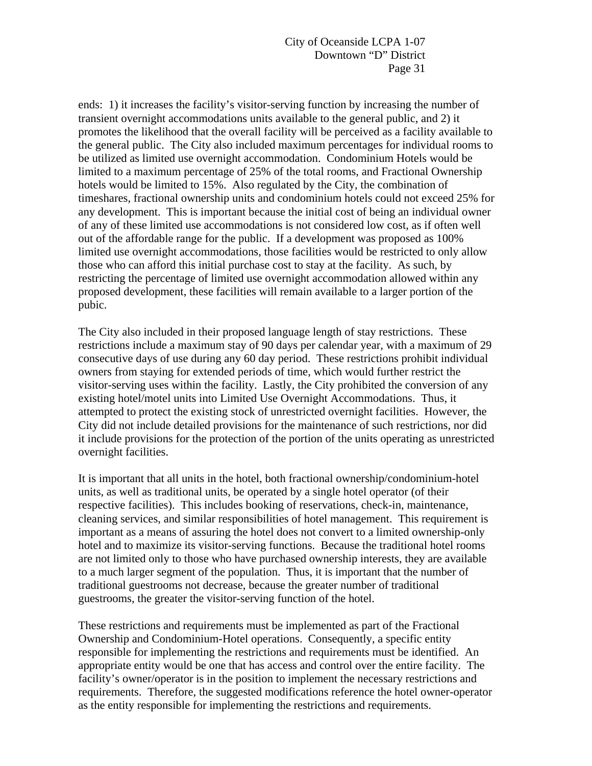ends: 1) it increases the facility's visitor-serving function by increasing the number of transient overnight accommodations units available to the general public, and 2) it promotes the likelihood that the overall facility will be perceived as a facility available to the general public. The City also included maximum percentages for individual rooms to be utilized as limited use overnight accommodation. Condominium Hotels would be limited to a maximum percentage of 25% of the total rooms, and Fractional Ownership hotels would be limited to 15%. Also regulated by the City, the combination of timeshares, fractional ownership units and condominium hotels could not exceed 25% for any development. This is important because the initial cost of being an individual owner of any of these limited use accommodations is not considered low cost, as if often well out of the affordable range for the public. If a development was proposed as 100% limited use overnight accommodations, those facilities would be restricted to only allow those who can afford this initial purchase cost to stay at the facility. As such, by restricting the percentage of limited use overnight accommodation allowed within any proposed development, these facilities will remain available to a larger portion of the pubic.

The City also included in their proposed language length of stay restrictions. These restrictions include a maximum stay of 90 days per calendar year, with a maximum of 29 consecutive days of use during any 60 day period. These restrictions prohibit individual owners from staying for extended periods of time, which would further restrict the visitor-serving uses within the facility. Lastly, the City prohibited the conversion of any existing hotel/motel units into Limited Use Overnight Accommodations. Thus, it attempted to protect the existing stock of unrestricted overnight facilities. However, the City did not include detailed provisions for the maintenance of such restrictions, nor did it include provisions for the protection of the portion of the units operating as unrestricted overnight facilities.

It is important that all units in the hotel, both fractional ownership/condominium-hotel units, as well as traditional units, be operated by a single hotel operator (of their respective facilities). This includes booking of reservations, check-in, maintenance, cleaning services, and similar responsibilities of hotel management. This requirement is important as a means of assuring the hotel does not convert to a limited ownership-only hotel and to maximize its visitor-serving functions. Because the traditional hotel rooms are not limited only to those who have purchased ownership interests, they are available to a much larger segment of the population. Thus, it is important that the number of traditional guestrooms not decrease, because the greater number of traditional guestrooms, the greater the visitor-serving function of the hotel.

These restrictions and requirements must be implemented as part of the Fractional Ownership and Condominium-Hotel operations. Consequently, a specific entity responsible for implementing the restrictions and requirements must be identified. An appropriate entity would be one that has access and control over the entire facility. The facility's owner/operator is in the position to implement the necessary restrictions and requirements. Therefore, the suggested modifications reference the hotel owner-operator as the entity responsible for implementing the restrictions and requirements.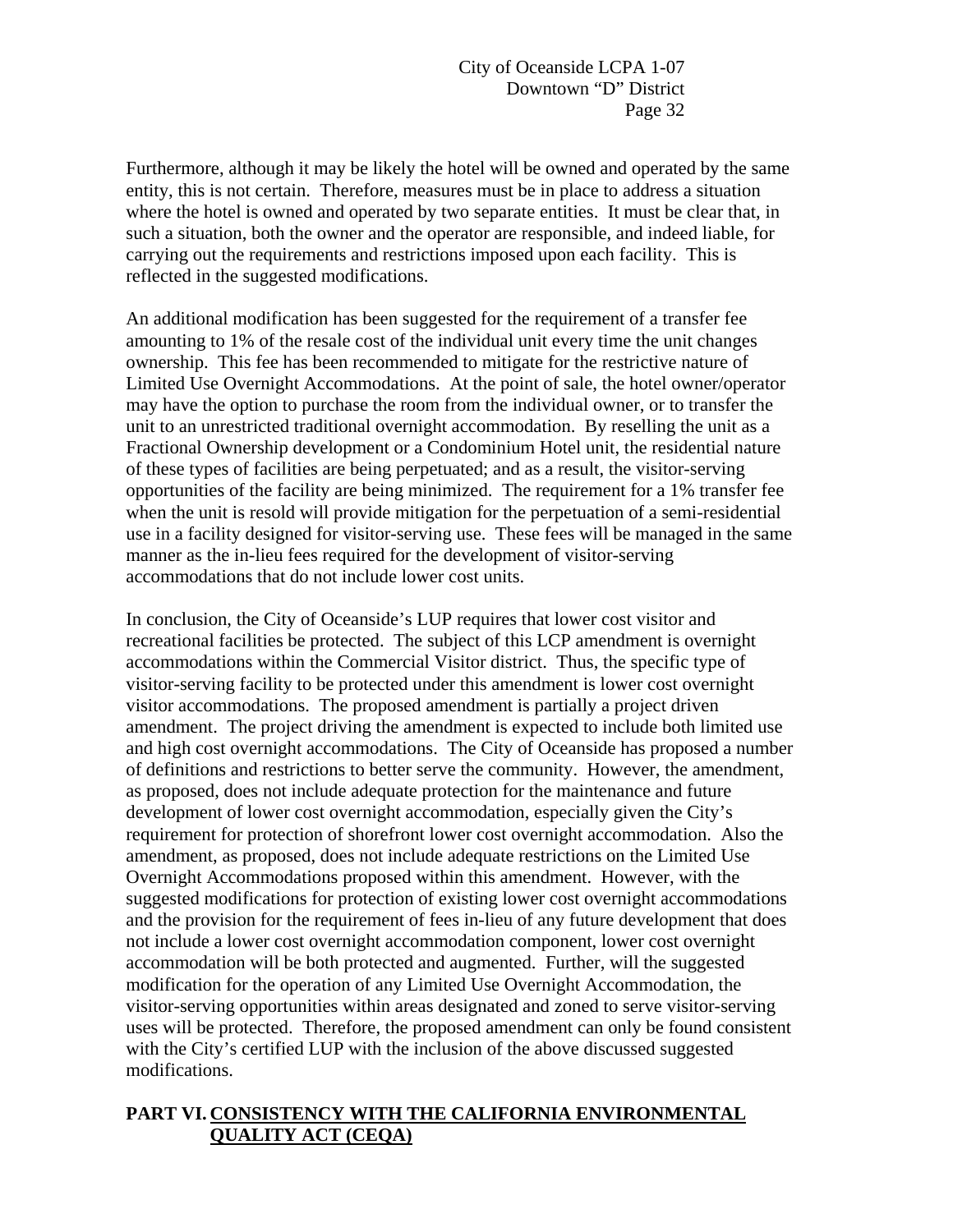Furthermore, although it may be likely the hotel will be owned and operated by the same entity, this is not certain. Therefore, measures must be in place to address a situation where the hotel is owned and operated by two separate entities. It must be clear that, in such a situation, both the owner and the operator are responsible, and indeed liable, for carrying out the requirements and restrictions imposed upon each facility. This is reflected in the suggested modifications.

An additional modification has been suggested for the requirement of a transfer fee amounting to 1% of the resale cost of the individual unit every time the unit changes ownership. This fee has been recommended to mitigate for the restrictive nature of Limited Use Overnight Accommodations. At the point of sale, the hotel owner/operator may have the option to purchase the room from the individual owner, or to transfer the unit to an unrestricted traditional overnight accommodation. By reselling the unit as a Fractional Ownership development or a Condominium Hotel unit, the residential nature of these types of facilities are being perpetuated; and as a result, the visitor-serving opportunities of the facility are being minimized. The requirement for a 1% transfer fee when the unit is resold will provide mitigation for the perpetuation of a semi-residential use in a facility designed for visitor-serving use. These fees will be managed in the same manner as the in-lieu fees required for the development of visitor-serving accommodations that do not include lower cost units.

In conclusion, the City of Oceanside's LUP requires that lower cost visitor and recreational facilities be protected. The subject of this LCP amendment is overnight accommodations within the Commercial Visitor district. Thus, the specific type of visitor-serving facility to be protected under this amendment is lower cost overnight visitor accommodations. The proposed amendment is partially a project driven amendment. The project driving the amendment is expected to include both limited use and high cost overnight accommodations. The City of Oceanside has proposed a number of definitions and restrictions to better serve the community. However, the amendment, as proposed, does not include adequate protection for the maintenance and future development of lower cost overnight accommodation, especially given the City's requirement for protection of shorefront lower cost overnight accommodation. Also the amendment, as proposed, does not include adequate restrictions on the Limited Use Overnight Accommodations proposed within this amendment. However, with the suggested modifications for protection of existing lower cost overnight accommodations and the provision for the requirement of fees in-lieu of any future development that does not include a lower cost overnight accommodation component, lower cost overnight accommodation will be both protected and augmented. Further, will the suggested modification for the operation of any Limited Use Overnight Accommodation, the visitor-serving opportunities within areas designated and zoned to serve visitor-serving uses will be protected. Therefore, the proposed amendment can only be found consistent with the City's certified LUP with the inclusion of the above discussed suggested modifications.

## PART VI. CONSISTENCY WITH THE CALIFORNIA ENVIRONMENTAL QUALITY ACT (CEQA)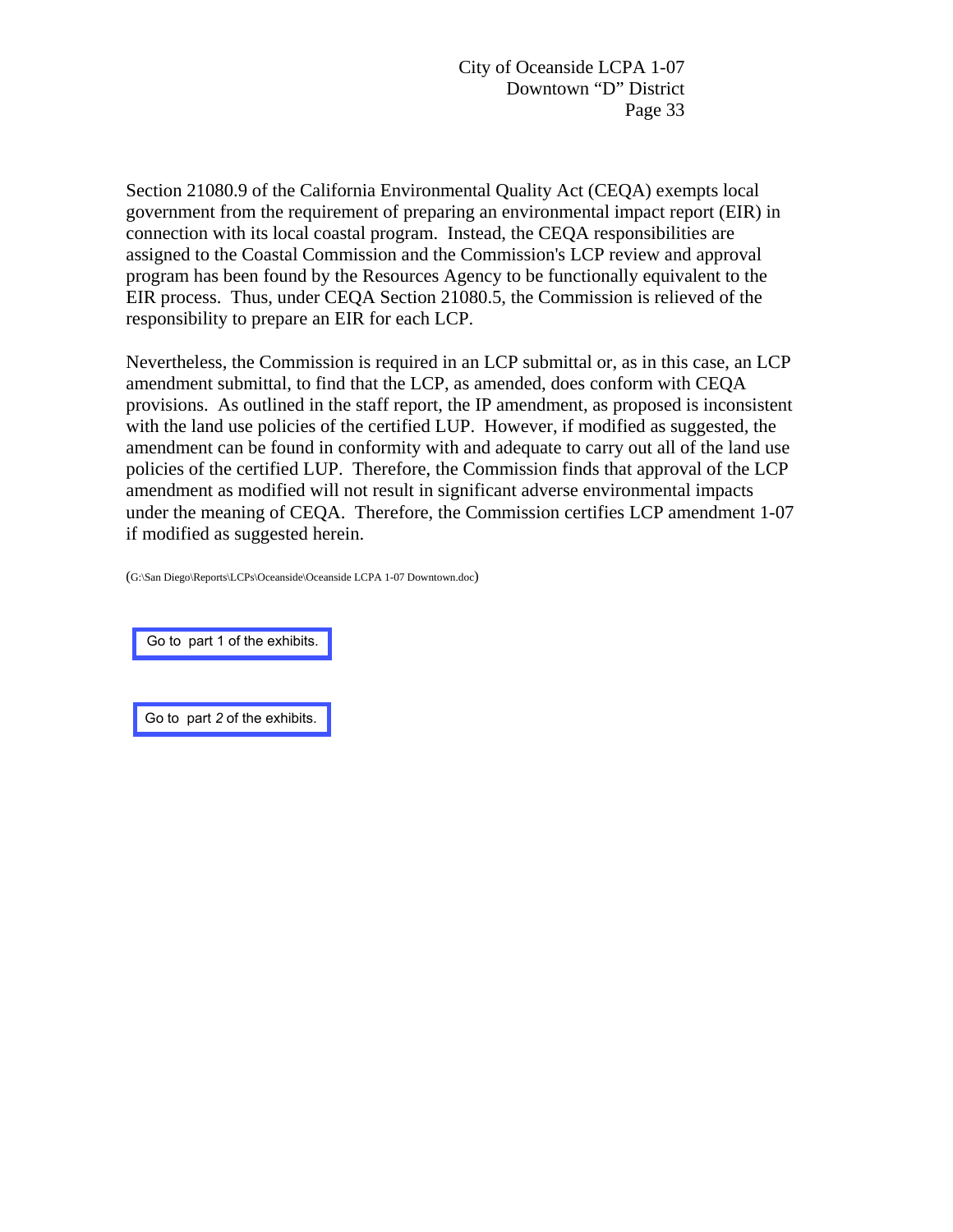Section 21080.9 of the California Environmental Quality Act (CEQA) exempts local government from the requirement of preparing an environmental impact report (EIR) in connection with its local coastal program. Instead, the CEQA responsibilities are assigned to the Coastal Commission and the Commission's LCP review and approval program has been found by the Resources Agency to be functionally equivalent to the EIR process. Thus, under CEQA Section 21080.5, the Commission is relieved of the responsibility to prepare an EIR for each LCP.

Nevertheless, the Commission is required in an LCP submittal or, as in this case, an LCP amendment submittal, to find that the LCP, as amended, does conform with CEQA provisions. As outlined in the staff report, the IP amendment, as proposed is inconsistent with the land use policies of the certified LUP. However, if modified as suggested, the amendment can be found in conformity with and adequate to carry out all of the land use policies of the certified LUP. Therefore, the Commission finds that approval of the LCP amendment as modified will not result in significant adverse environmental impacts under the meaning of CEQA. Therefore, the Commission certifies LCP amendment 1-07 if modified as suggested herein.

(G:\San Diego\Reports\LCPs\Oceanside\Oceanside LCPA 1-07 Downtown.doc)

Go to part 1 of the exhibits.

Go to part *2* of the exhibits.